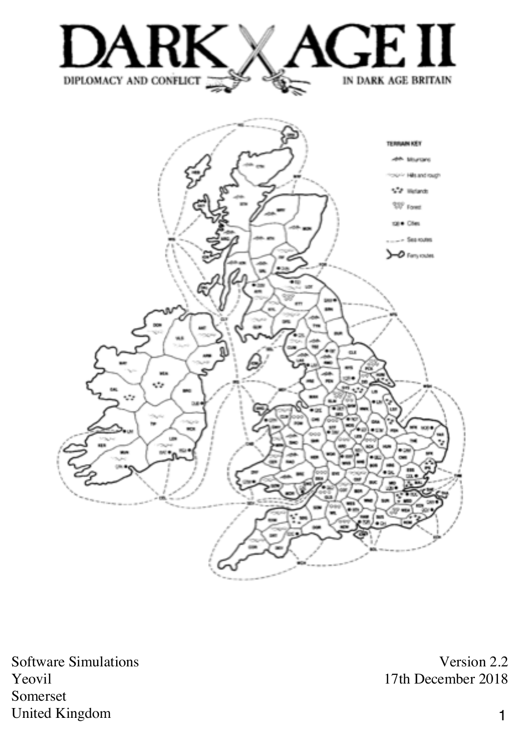# DARK AGE II

DIPLOMACY AND CONFLICT IN DARK AGE BRITAIN

Software Simulations
Yeovil
Somerset
United Kingdom

Version 2.2
17th December 2018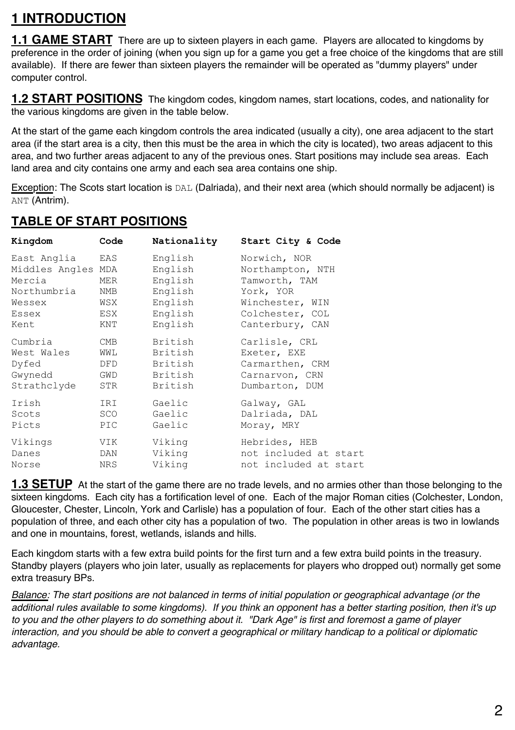# 1 INTRODUCTION

**1.1 GAME START** There are up to sixteen players in each game. Players are allocated to kingdoms by preference in the order of joining (when you sign up for a game you get a free choice of the kingdoms that are still available). If there are fewer than sixteen players the remainder will be operated as "dummy players" under computer control.

**1.2 START POSITIONS** The kingdom codes, kingdom names, start locations, codes, and nationality for the various kingdoms are given in the table below.

At the start of the game each kingdom controls the area indicated (usually a city), one area adjacent to the start area (if the start area is a city, then this must be the area in which the city is located), two areas adjacent to this area, and two further areas adjacent to any of the previous ones. Start positions may include sea areas. Each land area and city contains one army and each sea area contains one ship.

Exception: The Scots start location is `DAL` (Dalriada), and their next area (which should normally be adjacent) is `ANT` (Antrim).

## TABLE OF START POSITIONS

| Kingdom | Code | Nationality | Start City & Code |
|---|---|---|---|
| East Anglia | EAS | English | Norwich, NOR |
| Middles Angles | MDA | English | Northampton, NTH |
| Mercia | MER | English | Tamworth, TAM |
| Northumbria | NMB | English | York, YOR |
| Wessex | WSX | English | Winchester, WIN |
| Essex | ESX | English | Colchester, COL |
| Kent | KNT | English | Canterbury, CAN |
| Cumbria | CMB | British | Carlisle, CRL |
| West Wales | WWL | British | Exeter, EXE |
| Dyfed | DFD | British | Carmarthen, CRM |
| Gwynedd | GWD | British | Carnarvon, CRN |
| Strathclyde | STR | British | Dumbarton, DUM |
| Irish | IRI | Gaelic | Galway, GAL |
| Scots | SCO | Gaelic | Dalriada, DAL |
| Picts | PIC | Gaelic | Moray, MRY |
| Vikings | VIK | Viking | Hebrides, HEB |
| Danes | DAN | Viking | not included at start |
| Norse | NRS | Viking | not included at start |

**1.3 SETUP** At the start of the game there are no trade levels, and no armies other than those belonging to the sixteen kingdoms. Each city has a fortification level of one. Each of the major Roman cities (Colchester, London, Gloucester, Chester, Lincoln, York and Carlisle) has a population of four. Each of the other start cities has a population of three, and each other city has a population of two. The population in other areas is two in lowlands and one in mountains, forest, wetlands, islands and hills.

Each kingdom starts with a few extra build points for the first turn and a few extra build points in the treasury. Standby players (players who join later, usually as replacements for players who dropped out) normally get some extra treasury BPs.

*Balance: The start positions are not balanced in terms of initial population or geographical advantage (or the additional rules available to some kingdoms). If you think an opponent has a better starting position, then it's up to you and the other players to do something about it. "Dark Age" is first and foremost a game of player interaction, and you should be able to convert a geographical or military handicap to a political or diplomatic advantage.*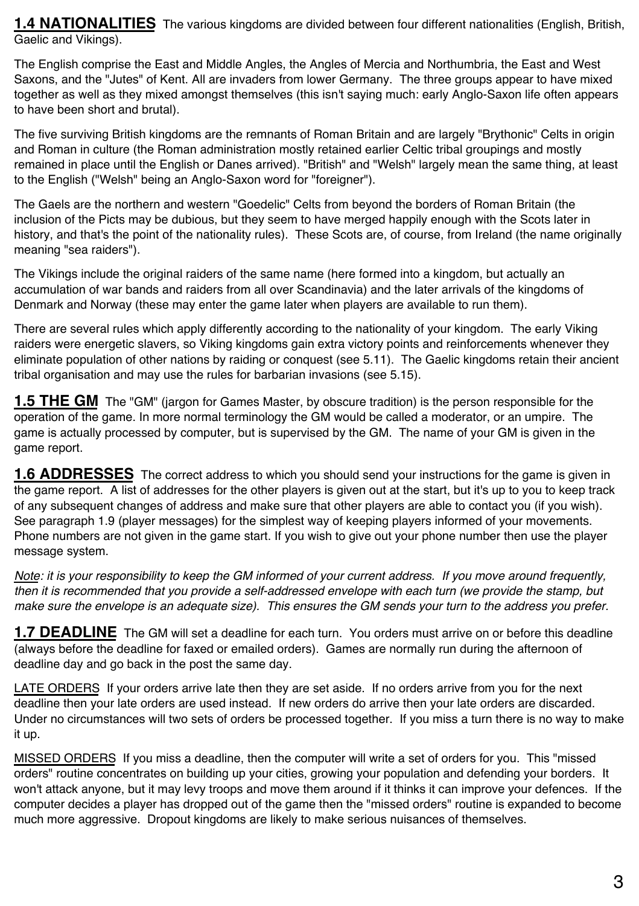**1.4 NATIONALITIES** The various kingdoms are divided between four different nationalities (English, British, Gaelic and Vikings).

The English comprise the East and Middle Angles, the Angles of Mercia and Northumbria, the East and West Saxons, and the "Jutes" of Kent. All are invaders from lower Germany. The three groups appear to have mixed together as well as they mixed amongst themselves (this isn't saying much: early Anglo-Saxon life often appears to have been short and brutal).

The five surviving British kingdoms are the remnants of Roman Britain and are largely "Brythonic" Celts in origin and Roman in culture (the Roman administration mostly retained earlier Celtic tribal groupings and mostly remained in place until the English or Danes arrived). "British" and "Welsh" largely mean the same thing, at least to the English ("Welsh" being an Anglo-Saxon word for "foreigner").

The Gaels are the northern and western "Goedelic" Celts from beyond the borders of Roman Britain (the inclusion of the Picts may be dubious, but they seem to have merged happily enough with the Scots later in history, and that's the point of the nationality rules). These Scots are, of course, from Ireland (the name originally meaning "sea raiders").

The Vikings include the original raiders of the same name (here formed into a kingdom, but actually an accumulation of war bands and raiders from all over Scandinavia) and the later arrivals of the kingdoms of Denmark and Norway (these may enter the game later when players are available to run them).

There are several rules which apply differently according to the nationality of your kingdom. The early Viking raiders were energetic slavers, so Viking kingdoms gain extra victory points and reinforcements whenever they eliminate population of other nations by raiding or conquest (see 5.11). The Gaelic kingdoms retain their ancient tribal organisation and may use the rules for barbarian invasions (see 5.15).

**1.5 THE GM** The "GM" (jargon for Games Master, by obscure tradition) is the person responsible for the operation of the game. In more normal terminology the GM would be called a moderator, or an umpire. The game is actually processed by computer, but is supervised by the GM. The name of your GM is given in the game report.

**1.6 ADDRESSES** The correct address to which you should send your instructions for the game is given in the game report. A list of addresses for the other players is given out at the start, but it's up to you to keep track of any subsequent changes of address and make sure that other players are able to contact you (if you wish). See paragraph 1.9 (player messages) for the simplest way of keeping players informed of your movements. Phone numbers are not given in the game start. If you wish to give out your phone number then use the player message system.

*Note: it is your responsibility to keep the GM informed of your current address. If you move around frequently, then it is recommended that you provide a self-addressed envelope with each turn (we provide the stamp, but make sure the envelope is an adequate size). This ensures the GM sends your turn to the address you prefer.*

**1.7 DEADLINE** The GM will set a deadline for each turn. You orders must arrive on or before this deadline (always before the deadline for faxed or emailed orders). Games are normally run during the afternoon of deadline day and go back in the post the same day.

LATE ORDERS If your orders arrive late then they are set aside. If no orders arrive from you for the next deadline then your late orders are used instead. If new orders do arrive then your late orders are discarded. Under no circumstances will two sets of orders be processed together. If you miss a turn there is no way to make it up.

MISSED ORDERS If you miss a deadline, then the computer will write a set of orders for you. This "missed orders" routine concentrates on building up your cities, growing your population and defending your borders. It won't attack anyone, but it may levy troops and move them around if it thinks it can improve your defences. If the computer decides a player has dropped out of the game then the "missed orders" routine is expanded to become much more aggressive. Dropout kingdoms are likely to make serious nuisances of themselves.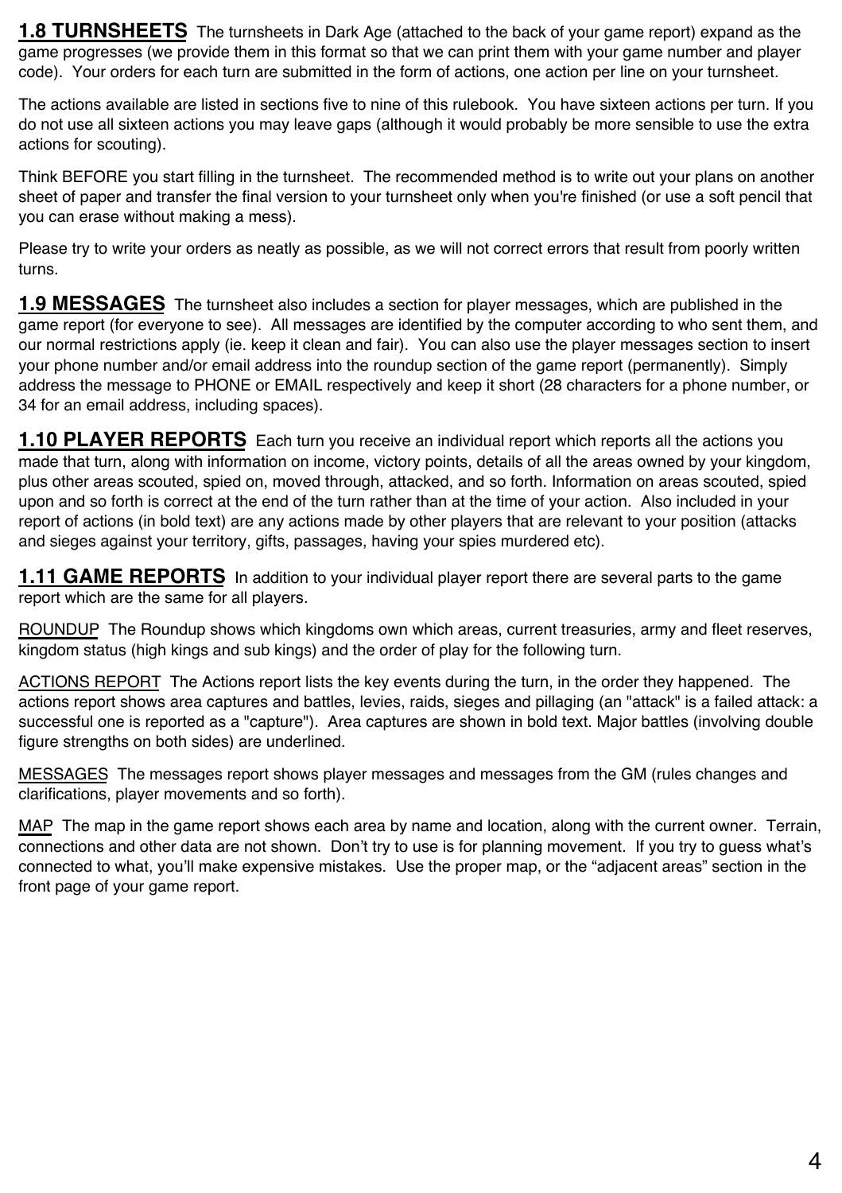**1.8 TURNSHEETS** The turnsheets in Dark Age (attached to the back of your game report) expand as the game progresses (we provide them in this format so that we can print them with your game number and player code). Your orders for each turn are submitted in the form of actions, one action per line on your turnsheet.

The actions available are listed in sections five to nine of this rulebook. You have sixteen actions per turn. If you do not use all sixteen actions you may leave gaps (although it would probably be more sensible to use the extra actions for scouting).

Think BEFORE you start filling in the turnsheet. The recommended method is to write out your plans on another sheet of paper and transfer the final version to your turnsheet only when you're finished (or use a soft pencil that you can erase without making a mess).

Please try to write your orders as neatly as possible, as we will not correct errors that result from poorly written turns.

**1.9 MESSAGES** The turnsheet also includes a section for player messages, which are published in the game report (for everyone to see). All messages are identified by the computer according to who sent them, and our normal restrictions apply (ie. keep it clean and fair). You can also use the player messages section to insert your phone number and/or email address into the roundup section of the game report (permanently). Simply address the message to PHONE or EMAIL respectively and keep it short (28 characters for a phone number, or 34 for an email address, including spaces).

**1.10 PLAYER REPORTS** Each turn you receive an individual report which reports all the actions you made that turn, along with information on income, victory points, details of all the areas owned by your kingdom, plus other areas scouted, spied on, moved through, attacked, and so forth. Information on areas scouted, spied upon and so forth is correct at the end of the turn rather than at the time of your action. Also included in your report of actions (in bold text) are any actions made by other players that are relevant to your position (attacks and sieges against your territory, gifts, passages, having your spies murdered etc).

**1.11 GAME REPORTS** In addition to your individual player report there are several parts to the game report which are the same for all players.

ROUNDUP The Roundup shows which kingdoms own which areas, current treasuries, army and fleet reserves, kingdom status (high kings and sub kings) and the order of play for the following turn.

ACTIONS REPORT The Actions report lists the key events during the turn, in the order they happened. The actions report shows area captures and battles, levies, raids, sieges and pillaging (an "attack" is a failed attack: a successful one is reported as a "capture"). Area captures are shown in bold text. Major battles (involving double figure strengths on both sides) are underlined.

MESSAGES The messages report shows player messages and messages from the GM (rules changes and clarifications, player movements and so forth).

MAP The map in the game report shows each area by name and location, along with the current owner. Terrain, connections and other data are not shown. Don't try to use is for planning movement. If you try to guess what's connected to what, you'll make expensive mistakes. Use the proper map, or the "adjacent areas" section in the front page of your game report.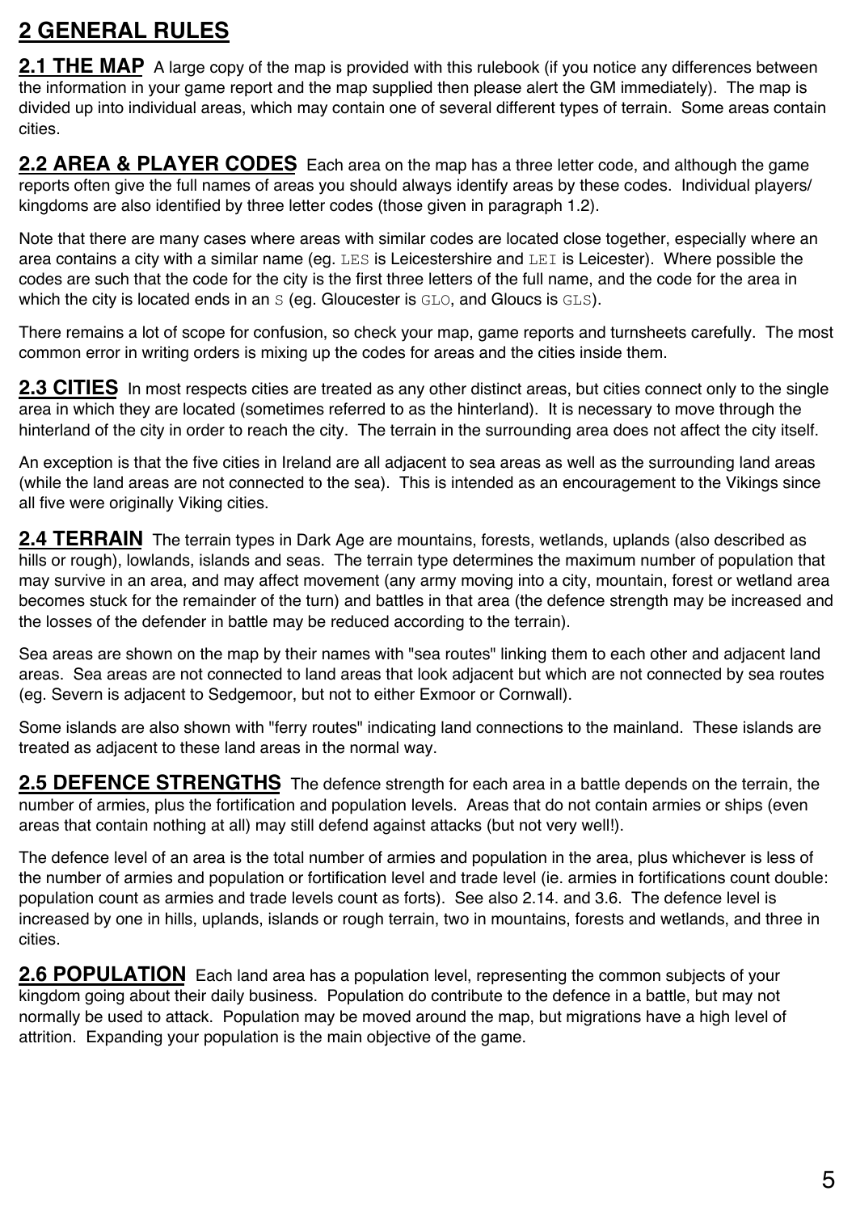# 2 GENERAL RULES

**2.1 THE MAP** A large copy of the map is provided with this rulebook (if you notice any differences between the information in your game report and the map supplied then please alert the GM immediately). The map is divided up into individual areas, which may contain one of several different types of terrain. Some areas contain cities.

**2.2 AREA & PLAYER CODES** Each area on the map has a three letter code, and although the game reports often give the full names of areas you should always identify areas by these codes. Individual players/ kingdoms are also identified by three letter codes (those given in paragraph 1.2).

Note that there are many cases where areas with similar codes are located close together, especially where an area contains a city with a similar name (eg. `LES` is Leicestershire and `LEI` is Leicester). Where possible the codes are such that the code for the city is the first three letters of the full name, and the code for the area in which the city is located ends in an `S` (eg. Gloucester is `GLO`, and Gloucs is `GLS`).

There remains a lot of scope for confusion, so check your map, game reports and turnsheets carefully. The most common error in writing orders is mixing up the codes for areas and the cities inside them.

**2.3 CITIES** In most respects cities are treated as any other distinct areas, but cities connect only to the single area in which they are located (sometimes referred to as the hinterland). It is necessary to move through the hinterland of the city in order to reach the city. The terrain in the surrounding area does not affect the city itself.

An exception is that the five cities in Ireland are all adjacent to sea areas as well as the surrounding land areas (while the land areas are not connected to the sea). This is intended as an encouragement to the Vikings since all five were originally Viking cities.

**2.4 TERRAIN** The terrain types in Dark Age are mountains, forests, wetlands, uplands (also described as hills or rough), lowlands, islands and seas. The terrain type determines the maximum number of population that may survive in an area, and may affect movement (any army moving into a city, mountain, forest or wetland area becomes stuck for the remainder of the turn) and battles in that area (the defence strength may be increased and the losses of the defender in battle may be reduced according to the terrain).

Sea areas are shown on the map by their names with "sea routes" linking them to each other and adjacent land areas. Sea areas are not connected to land areas that look adjacent but which are not connected by sea routes (eg. Severn is adjacent to Sedgemoor, but not to either Exmoor or Cornwall).

Some islands are also shown with "ferry routes" indicating land connections to the mainland. These islands are treated as adjacent to these land areas in the normal way.

**2.5 DEFENCE STRENGTHS** The defence strength for each area in a battle depends on the terrain, the number of armies, plus the fortification and population levels. Areas that do not contain armies or ships (even areas that contain nothing at all) may still defend against attacks (but not very well!).

The defence level of an area is the total number of armies and population in the area, plus whichever is less of the number of armies and population or fortification level and trade level (ie. armies in fortifications count double: population count as armies and trade levels count as forts). See also 2.14. and 3.6. The defence level is increased by one in hills, uplands, islands or rough terrain, two in mountains, forests and wetlands, and three in cities.

**2.6 POPULATION** Each land area has a population level, representing the common subjects of your kingdom going about their daily business. Population do contribute to the defence in a battle, but may not normally be used to attack. Population may be moved around the map, but migrations have a high level of attrition. Expanding your population is the main objective of the game.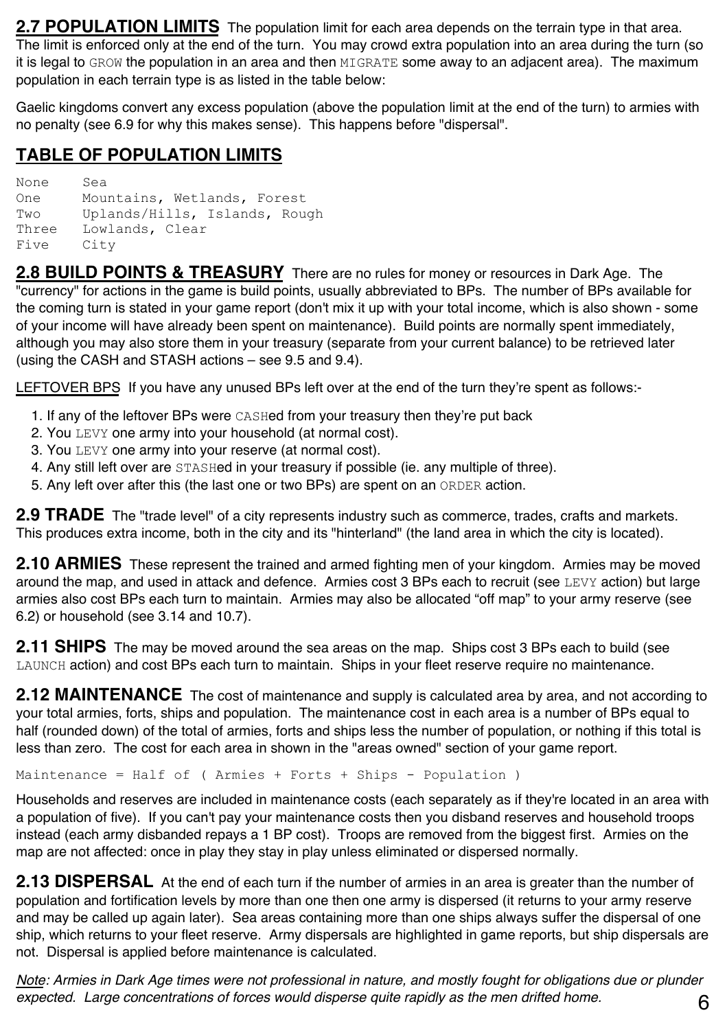**2.7 POPULATION LIMITS** The population limit for each area depends on the terrain type in that area. The limit is enforced only at the end of the turn. You may crowd extra population into an area during the turn (so it is legal to `GROW` the population in an area and then `MIGRATE` some away to an adjacent area). The maximum population in each terrain type is as listed in the table below:

Gaelic kingdoms convert any excess population (above the population limit at the end of the turn) to armies with no penalty (see 6.9 for why this makes sense). This happens before "dispersal".

## TABLE OF POPULATION LIMITS

```
None     Sea
One      Mountains, Wetlands, Forest
Two      Uplands/Hills, Islands, Rough
Three    Lowlands, Clear
Five     City
```

**2.8 BUILD POINTS & TREASURY** There are no rules for money or resources in Dark Age. The "currency" for actions in the game is build points, usually abbreviated to BPs. The number of BPs available for the coming turn is stated in your game report (don't mix it up with your total income, which is also shown - some of your income will have already been spent on maintenance). Build points are normally spent immediately, although you may also store them in your treasury (separate from your current balance) to be retrieved later (using the CASH and STASH actions – see 9.5 and 9.4).

LEFTOVER BPS If you have any unused BPs left over at the end of the turn they're spent as follows:-

1. If any of the leftover BPs were `CASH`ed from your treasury then they're put back
2. You `LEVY` one army into your household (at normal cost).
3. You `LEVY` one army into your reserve (at normal cost).
4. Any still left over are `STASH`ed in your treasury if possible (ie. any multiple of three).
5. Any left over after this (the last one or two BPs) are spent on an `ORDER` action.

**2.9 TRADE** The "trade level" of a city represents industry such as commerce, trades, crafts and markets. This produces extra income, both in the city and its "hinterland" (the land area in which the city is located).

**2.10 ARMIES** These represent the trained and armed fighting men of your kingdom. Armies may be moved around the map, and used in attack and defence. Armies cost 3 BPs each to recruit (see `LEVY` action) but large armies also cost BPs each turn to maintain. Armies may also be allocated "off map" to your army reserve (see 6.2) or household (see 3.14 and 10.7).

**2.11 SHIPS** The may be moved around the sea areas on the map. Ships cost 3 BPs each to build (see `LAUNCH` action) and cost BPs each turn to maintain. Ships in your fleet reserve require no maintenance.

**2.12 MAINTENANCE** The cost of maintenance and supply is calculated area by area, and not according to your total armies, forts, ships and population. The maintenance cost in each area is a number of BPs equal to half (rounded down) of the total of armies, forts and ships less the number of population, or nothing if this total is less than zero. The cost for each area in shown in the "areas owned" section of your game report.

```
Maintenance = Half of ( Armies + Forts + Ships - Population )
```

Households and reserves are included in maintenance costs (each separately as if they're located in an area with a population of five). If you can't pay your maintenance costs then you disband reserves and household troops instead (each army disbanded repays a 1 BP cost). Troops are removed from the biggest first. Armies on the map are not affected: once in play they stay in play unless eliminated or dispersed normally.

**2.13 DISPERSAL** At the end of each turn if the number of armies in an area is greater than the number of population and fortification levels by more than one then one army is dispersed (it returns to your army reserve and may be called up again later). Sea areas containing more than one ships always suffer the dispersal of one ship, which returns to your fleet reserve. Army dispersals are highlighted in game reports, but ship dispersals are not. Dispersal is applied before maintenance is calculated.

*<u>Note</u>: Armies in Dark Age times were not professional in nature, and mostly fought for obligations due or plunder expected. Large concentrations of forces would disperse quite rapidly as the men drifted home.*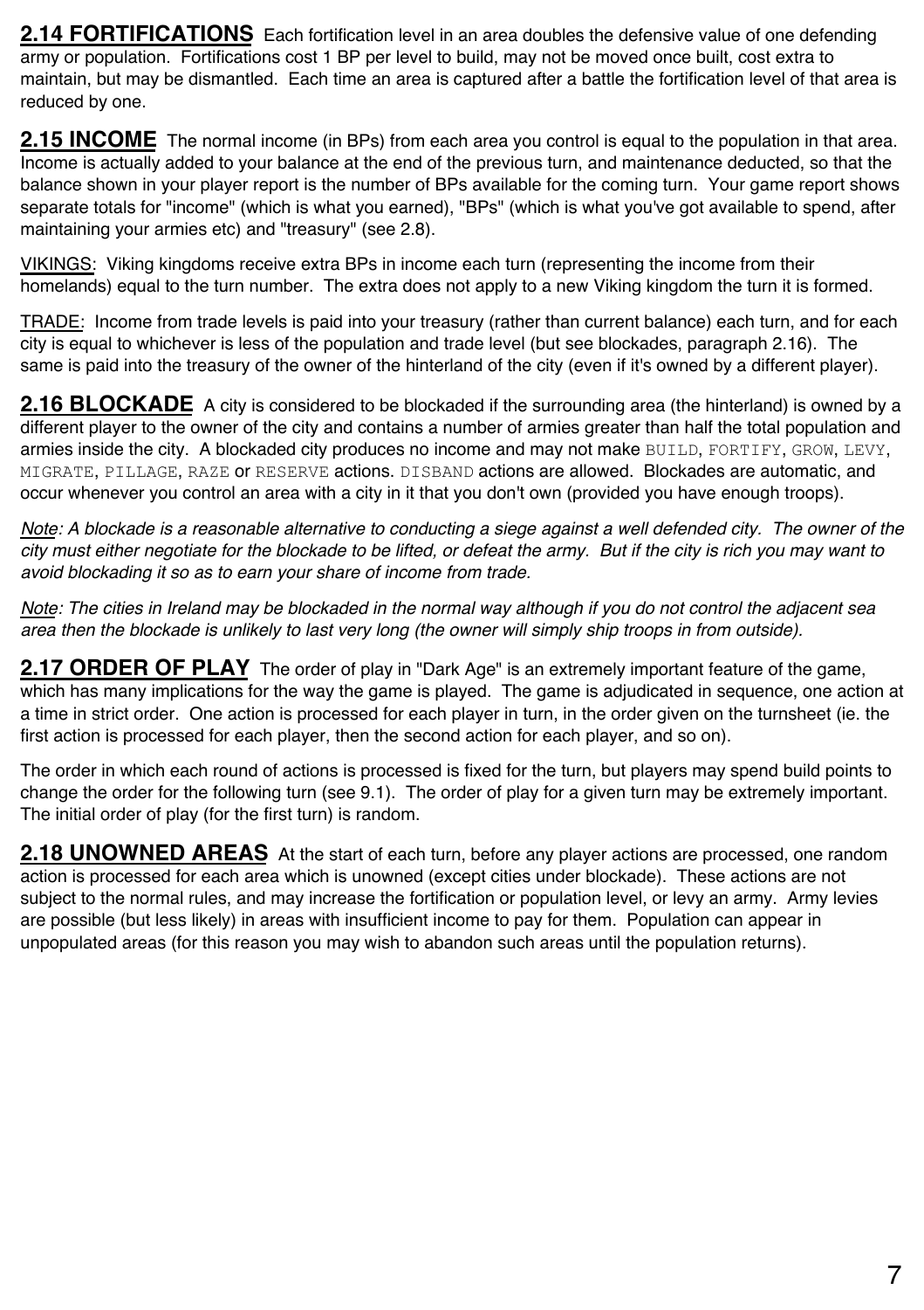**2.14 FORTIFICATIONS** Each fortification level in an area doubles the defensive value of one defending army or population. Fortifications cost 1 BP per level to build, may not be moved once built, cost extra to maintain, but may be dismantled. Each time an area is captured after a battle the fortification level of that area is reduced by one.

**2.15 INCOME** The normal income (in BPs) from each area you control is equal to the population in that area. Income is actually added to your balance at the end of the previous turn, and maintenance deducted, so that the balance shown in your player report is the number of BPs available for the coming turn. Your game report shows separate totals for "income" (which is what you earned), "BPs" (which is what you've got available to spend, after maintaining your armies etc) and "treasury" (see 2.8).

VIKINGS: Viking kingdoms receive extra BPs in income each turn (representing the income from their homelands) equal to the turn number. The extra does not apply to a new Viking kingdom the turn it is formed.

TRADE: Income from trade levels is paid into your treasury (rather than current balance) each turn, and for each city is equal to whichever is less of the population and trade level (but see blockades, paragraph 2.16). The same is paid into the treasury of the owner of the hinterland of the city (even if it's owned by a different player).

**2.16 BLOCKADE** A city is considered to be blockaded if the surrounding area (the hinterland) is owned by a different player to the owner of the city and contains a number of armies greater than half the total population and armies inside the city. A blockaded city produces no income and may not make `BUILD`, `FORTIFY`, `GROW`, `LEVY`, `MIGRATE`, `PILLAGE`, `RAZE` or `RESERVE` actions. `DISBAND` actions are allowed. Blockades are automatic, and occur whenever you control an area with a city in it that you don't own (provided you have enough troops).

*Note: A blockade is a reasonable alternative to conducting a siege against a well defended city. The owner of the city must either negotiate for the blockade to be lifted, or defeat the army. But if the city is rich you may want to avoid blockading it so as to earn your share of income from trade.*

*Note: The cities in Ireland may be blockaded in the normal way although if you do not control the adjacent sea area then the blockade is unlikely to last very long (the owner will simply ship troops in from outside).*

**2.17 ORDER OF PLAY** The order of play in "Dark Age" is an extremely important feature of the game, which has many implications for the way the game is played. The game is adjudicated in sequence, one action at a time in strict order. One action is processed for each player in turn, in the order given on the turnsheet (ie. the first action is processed for each player, then the second action for each player, and so on).

The order in which each round of actions is processed is fixed for the turn, but players may spend build points to change the order for the following turn (see 9.1). The order of play for a given turn may be extremely important. The initial order of play (for the first turn) is random.

**2.18 UNOWNED AREAS** At the start of each turn, before any player actions are processed, one random action is processed for each area which is unowned (except cities under blockade). These actions are not subject to the normal rules, and may increase the fortification or population level, or levy an army. Army levies are possible (but less likely) in areas with insufficient income to pay for them. Population can appear in unpopulated areas (for this reason you may wish to abandon such areas until the population returns).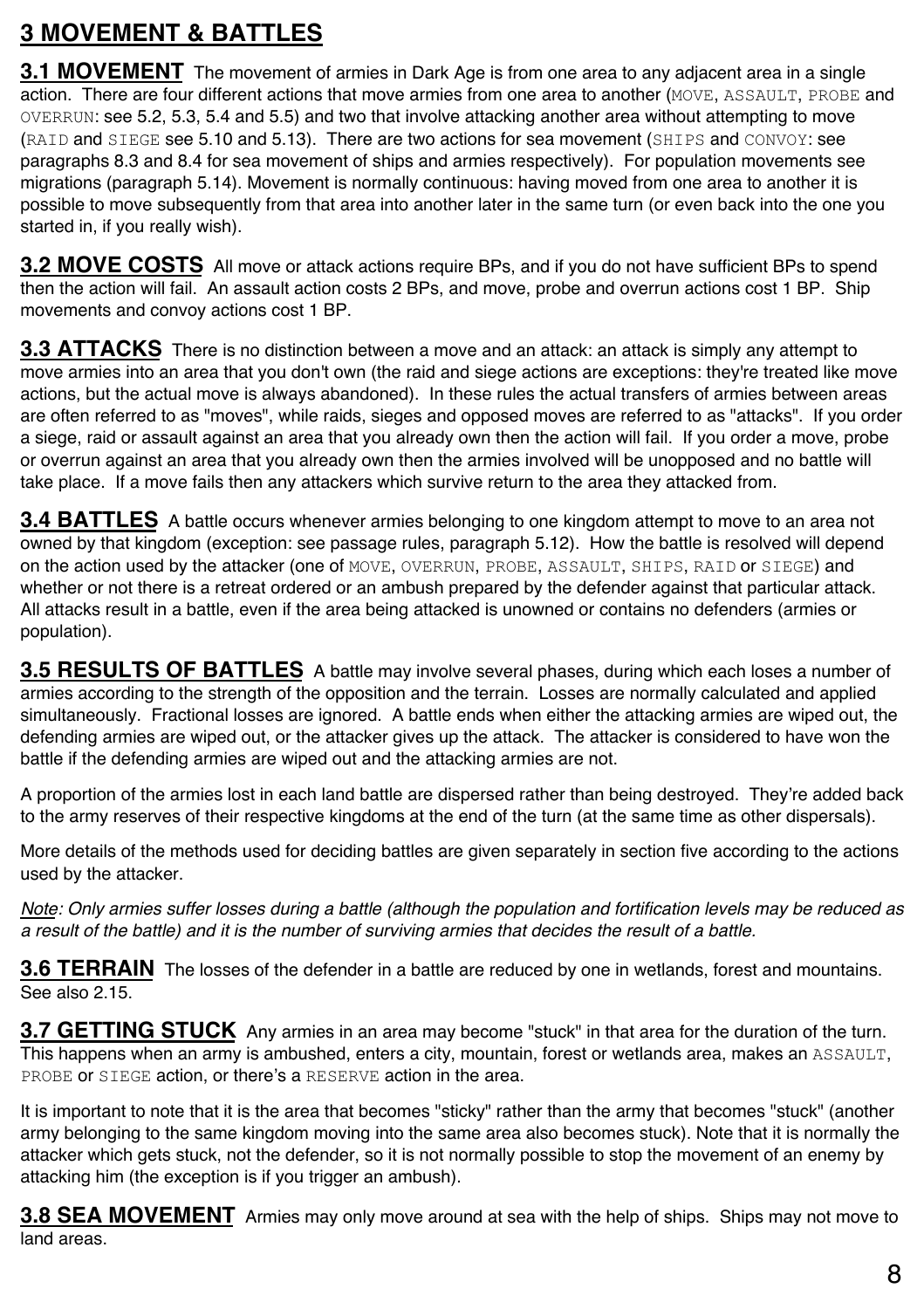# 3 MOVEMENT & BATTLES

**3.1 MOVEMENT** The movement of armies in Dark Age is from one area to any adjacent area in a single action. There are four different actions that move armies from one area to another (`MOVE`, `ASSAULT`, `PROBE` and `OVERRUN`: see 5.2, 5.3, 5.4 and 5.5) and two that involve attacking another area without attempting to move (`RAID` and `SIEGE` see 5.10 and 5.13). There are two actions for sea movement (`SHIPS` and `CONVOY`: see paragraphs 8.3 and 8.4 for sea movement of ships and armies respectively). For population movements see migrations (paragraph 5.14). Movement is normally continuous: having moved from one area to another it is possible to move subsequently from that area into another later in the same turn (or even back into the one you started in, if you really wish).

**3.2 MOVE COSTS** All move or attack actions require BPs, and if you do not have sufficient BPs to spend then the action will fail. An assault action costs 2 BPs, and move, probe and overrun actions cost 1 BP. Ship movements and convoy actions cost 1 BP.

**3.3 ATTACKS** There is no distinction between a move and an attack: an attack is simply any attempt to move armies into an area that you don't own (the raid and siege actions are exceptions: they're treated like move actions, but the actual move is always abandoned). In these rules the actual transfers of armies between areas are often referred to as "moves", while raids, sieges and opposed moves are referred to as "attacks". If you order a siege, raid or assault against an area that you already own then the action will fail. If you order a move, probe or overrun against an area that you already own then the armies involved will be unopposed and no battle will take place. If a move fails then any attackers which survive return to the area they attacked from.

**3.4 BATTLES** A battle occurs whenever armies belonging to one kingdom attempt to move to an area not owned by that kingdom (exception: see passage rules, paragraph 5.12). How the battle is resolved will depend on the action used by the attacker (one of `MOVE`, `OVERRUN`, `PROBE`, `ASSAULT`, `SHIPS`, `RAID` or `SIEGE`) and whether or not there is a retreat ordered or an ambush prepared by the defender against that particular attack. All attacks result in a battle, even if the area being attacked is unowned or contains no defenders (armies or population).

**3.5 RESULTS OF BATTLES** A battle may involve several phases, during which each loses a number of armies according to the strength of the opposition and the terrain. Losses are normally calculated and applied simultaneously. Fractional losses are ignored. A battle ends when either the attacking armies are wiped out, the defending armies are wiped out, or the attacker gives up the attack. The attacker is considered to have won the battle if the defending armies are wiped out and the attacking armies are not.

A proportion of the armies lost in each land battle are dispersed rather than being destroyed. They're added back to the army reserves of their respective kingdoms at the end of the turn (at the same time as other dispersals).

More details of the methods used for deciding battles are given separately in section five according to the actions used by the attacker.

*Note: Only armies suffer losses during a battle (although the population and fortification levels may be reduced as a result of the battle) and it is the number of surviving armies that decides the result of a battle.*

**3.6 TERRAIN** The losses of the defender in a battle are reduced by one in wetlands, forest and mountains. See also 2.15.

**3.7 GETTING STUCK** Any armies in an area may become "stuck" in that area for the duration of the turn. This happens when an army is ambushed, enters a city, mountain, forest or wetlands area, makes an `ASSAULT`, `PROBE` or `SIEGE` action, or there's a `RESERVE` action in the area.

It is important to note that it is the area that becomes "sticky" rather than the army that becomes "stuck" (another army belonging to the same kingdom moving into the same area also becomes stuck). Note that it is normally the attacker which gets stuck, not the defender, so it is not normally possible to stop the movement of an enemy by attacking him (the exception is if you trigger an ambush).

**3.8 SEA MOVEMENT** Armies may only move around at sea with the help of ships. Ships may not move to land areas.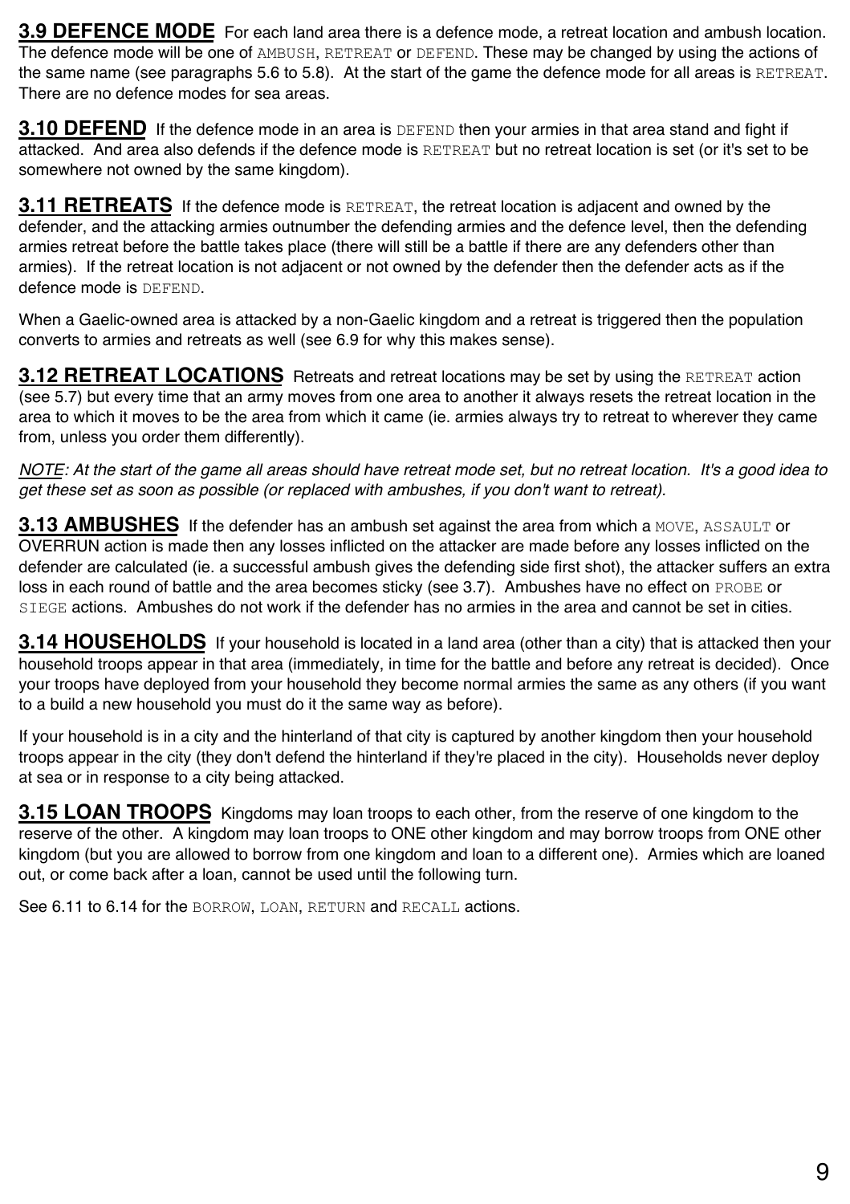**3.9 DEFENCE MODE** For each land area there is a defence mode, a retreat location and ambush location. The defence mode will be one of `AMBUSH`, `RETREAT` or `DEFEND`. These may be changed by using the actions of the same name (see paragraphs 5.6 to 5.8). At the start of the game the defence mode for all areas is `RETREAT`. There are no defence modes for sea areas.

**3.10 DEFEND** If the defence mode in an area is `DEFEND` then your armies in that area stand and fight if attacked. And area also defends if the defence mode is `RETREAT` but no retreat location is set (or it's set to be somewhere not owned by the same kingdom).

**3.11 RETREATS** If the defence mode is `RETREAT`, the retreat location is adjacent and owned by the defender, and the attacking armies outnumber the defending armies and the defence level, then the defending armies retreat before the battle takes place (there will still be a battle if there are any defenders other than armies). If the retreat location is not adjacent or not owned by the defender then the defender acts as if the defence mode is `DEFEND`.

When a Gaelic-owned area is attacked by a non-Gaelic kingdom and a retreat is triggered then the population converts to armies and retreats as well (see 6.9 for why this makes sense).

**3.12 RETREAT LOCATIONS** Retreats and retreat locations may be set by using the `RETREAT` action (see 5.7) but every time that an army moves from one area to another it always resets the retreat location in the area to which it moves to be the area from which it came (ie. armies always try to retreat to wherever they came from, unless you order them differently).

*NOTE: At the start of the game all areas should have retreat mode set, but no retreat location. It's a good idea to get these set as soon as possible (or replaced with ambushes, if you don't want to retreat).*

**3.13 AMBUSHES** If the defender has an ambush set against the area from which a `MOVE`, `ASSAULT` or OVERRUN action is made then any losses inflicted on the attacker are made before any losses inflicted on the defender are calculated (ie. a successful ambush gives the defending side first shot), the attacker suffers an extra loss in each round of battle and the area becomes sticky (see 3.7). Ambushes have no effect on `PROBE` or `SIEGE` actions. Ambushes do not work if the defender has no armies in the area and cannot be set in cities.

**3.14 HOUSEHOLDS** If your household is located in a land area (other than a city) that is attacked then your household troops appear in that area (immediately, in time for the battle and before any retreat is decided). Once your troops have deployed from your household they become normal armies the same as any others (if you want to a build a new household you must do it the same way as before).

If your household is in a city and the hinterland of that city is captured by another kingdom then your household troops appear in the city (they don't defend the hinterland if they're placed in the city). Households never deploy at sea or in response to a city being attacked.

**3.15 LOAN TROOPS** Kingdoms may loan troops to each other, from the reserve of one kingdom to the reserve of the other. A kingdom may loan troops to ONE other kingdom and may borrow troops from ONE other kingdom (but you are allowed to borrow from one kingdom and loan to a different one). Armies which are loaned out, or come back after a loan, cannot be used until the following turn.

See 6.11 to 6.14 for the `BORROW`, `LOAN`, `RETURN` and `RECALL` actions.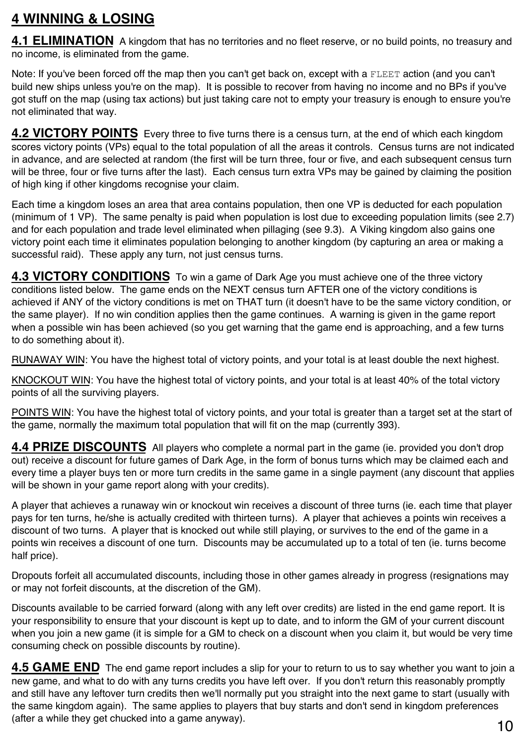# 4 WINNING & LOSING

**4.1 ELIMINATION** A kingdom that has no territories and no fleet reserve, or no build points, no treasury and no income, is eliminated from the game.

Note: If you've been forced off the map then you can't get back on, except with a `FLEET` action (and you can't build new ships unless you're on the map). It is possible to recover from having no income and no BPs if you've got stuff on the map (using tax actions) but just taking care not to empty your treasury is enough to ensure you're not eliminated that way.

**4.2 VICTORY POINTS** Every three to five turns there is a census turn, at the end of which each kingdom scores victory points (VPs) equal to the total population of all the areas it controls. Census turns are not indicated in advance, and are selected at random (the first will be turn three, four or five, and each subsequent census turn will be three, four or five turns after the last). Each census turn extra VPs may be gained by claiming the position of high king if other kingdoms recognise your claim.

Each time a kingdom loses an area that area contains population, then one VP is deducted for each population (minimum of 1 VP). The same penalty is paid when population is lost due to exceeding population limits (see 2.7) and for each population and trade level eliminated when pillaging (see 9.3). A Viking kingdom also gains one victory point each time it eliminates population belonging to another kingdom (by capturing an area or making a successful raid). These apply any turn, not just census turns.

**4.3 VICTORY CONDITIONS** To win a game of Dark Age you must achieve one of the three victory conditions listed below. The game ends on the NEXT census turn AFTER one of the victory conditions is achieved if ANY of the victory conditions is met on THAT turn (it doesn't have to be the same victory condition, or the same player). If no win condition applies then the game continues. A warning is given in the game report when a possible win has been achieved (so you get warning that the game end is approaching, and a few turns to do something about it).

RUNAWAY WIN: You have the highest total of victory points, and your total is at least double the next highest.

KNOCKOUT WIN: You have the highest total of victory points, and your total is at least 40% of the total victory points of all the surviving players.

POINTS WIN: You have the highest total of victory points, and your total is greater than a target set at the start of the game, normally the maximum total population that will fit on the map (currently 393).

**4.4 PRIZE DISCOUNTS** All players who complete a normal part in the game (ie. provided you don't drop out) receive a discount for future games of Dark Age, in the form of bonus turns which may be claimed each and every time a player buys ten or more turn credits in the same game in a single payment (any discount that applies will be shown in your game report along with your credits).

A player that achieves a runaway win or knockout win receives a discount of three turns (ie. each time that player pays for ten turns, he/she is actually credited with thirteen turns). A player that achieves a points win receives a discount of two turns. A player that is knocked out while still playing, or survives to the end of the game in a points win receives a discount of one turn. Discounts may be accumulated up to a total of ten (ie. turns become half price).

Dropouts forfeit all accumulated discounts, including those in other games already in progress (resignations may or may not forfeit discounts, at the discretion of the GM).

Discounts available to be carried forward (along with any left over credits) are listed in the end game report. It is your responsibility to ensure that your discount is kept up to date, and to inform the GM of your current discount when you join a new game (it is simple for a GM to check on a discount when you claim it, but would be very time consuming check on possible discounts by routine).

**4.5 GAME END** The end game report includes a slip for your to return to us to say whether you want to join a new game, and what to do with any turns credits you have left over. If you don't return this reasonably promptly and still have any leftover turn credits then we'll normally put you straight into the next game to start (usually with the same kingdom again). The same applies to players that buy starts and don't send in kingdom preferences (after a while they get chucked into a game anyway).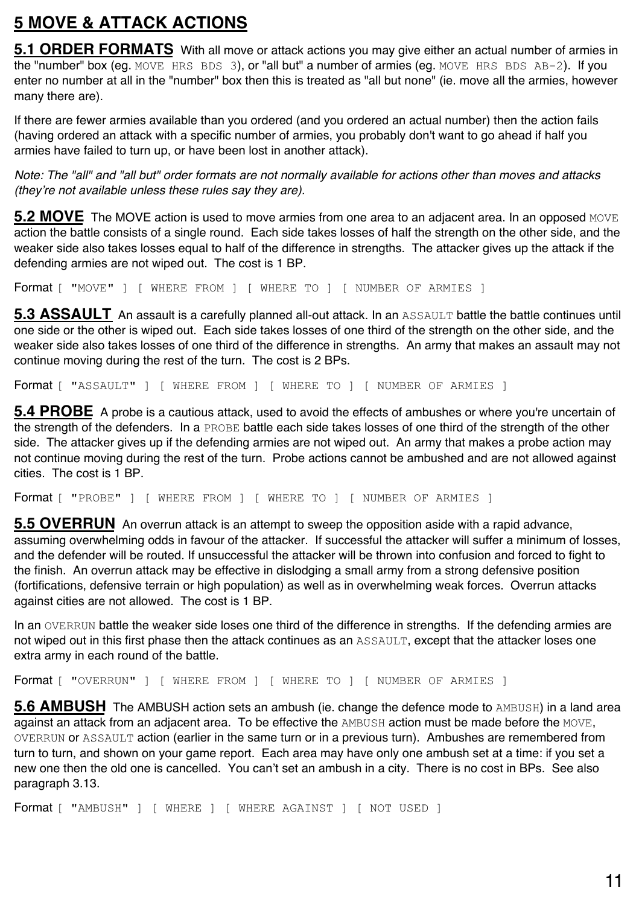# 5 MOVE & ATTACK ACTIONS

**5.1 ORDER FORMATS** With all move or attack actions you may give either an actual number of armies in the "number" box (eg. `MOVE HRS BDS 3`), or "all but" a number of armies (eg. `MOVE HRS BDS AB-2`). If you enter no number at all in the "number" box then this is treated as "all but none" (ie. move all the armies, however many there are).

If there are fewer armies available than you ordered (and you ordered an actual number) then the action fails (having ordered an attack with a specific number of armies, you probably don't want to go ahead if half you armies have failed to turn up, or have been lost in another attack).

*Note: The "all" and "all but" order formats are not normally available for actions other than moves and attacks (they're not available unless these rules say they are).*

**5.2 MOVE** The MOVE action is used to move armies from one area to an adjacent area. In an opposed `MOVE` action the battle consists of a single round. Each side takes losses of half the strength on the other side, and the weaker side also takes losses equal to half of the difference in strengths. The attacker gives up the attack if the defending armies are not wiped out. The cost is 1 BP.

Format `[ "MOVE" ] [ WHERE FROM ] [ WHERE TO ] [ NUMBER OF ARMIES ]`

**5.3 ASSAULT** An assault is a carefully planned all-out attack. In an `ASSAULT` battle the battle continues until one side or the other is wiped out. Each side takes losses of one third of the strength on the other side, and the weaker side also takes losses of one third of the difference in strengths. An army that makes an assault may not continue moving during the rest of the turn. The cost is 2 BPs.

Format `[ "ASSAULT" ] [ WHERE FROM ] [ WHERE TO ] [ NUMBER OF ARMIES ]`

**5.4 PROBE** A probe is a cautious attack, used to avoid the effects of ambushes or where you're uncertain of the strength of the defenders. In a `PROBE` battle each side takes losses of one third of the strength of the other side. The attacker gives up if the defending armies are not wiped out. An army that makes a probe action may not continue moving during the rest of the turn. Probe actions cannot be ambushed and are not allowed against cities. The cost is 1 BP.

Format `[ "PROBE" ] [ WHERE FROM ] [ WHERE TO ] [ NUMBER OF ARMIES ]`

**5.5 OVERRUN** An overrun attack is an attempt to sweep the opposition aside with a rapid advance, assuming overwhelming odds in favour of the attacker. If successful the attacker will suffer a minimum of losses, and the defender will be routed. If unsuccessful the attacker will be thrown into confusion and forced to fight to the finish. An overrun attack may be effective in dislodging a small army from a strong defensive position (fortifications, defensive terrain or high population) as well as in overwhelming weak forces. Overrun attacks against cities are not allowed. The cost is 1 BP.

In an `OVERRUN` battle the weaker side loses one third of the difference in strengths. If the defending armies are not wiped out in this first phase then the attack continues as an `ASSAULT`, except that the attacker loses one extra army in each round of the battle.

Format `[ "OVERRUN" ] [ WHERE FROM ] [ WHERE TO ] [ NUMBER OF ARMIES ]`

**5.6 AMBUSH** The AMBUSH action sets an ambush (ie. change the defence mode to `AMBUSH`) in a land area against an attack from an adjacent area. To be effective the `AMBUSH` action must be made before the `MOVE`, `OVERRUN` or `ASSAULT` action (earlier in the same turn or in a previous turn). Ambushes are remembered from turn to turn, and shown on your game report. Each area may have only one ambush set at a time: if you set a new one then the old one is cancelled. You can't set an ambush in a city. There is no cost in BPs. See also paragraph 3.13.

Format `[ "AMBUSH" ] [ WHERE ] [ WHERE AGAINST ] [ NOT USED ]`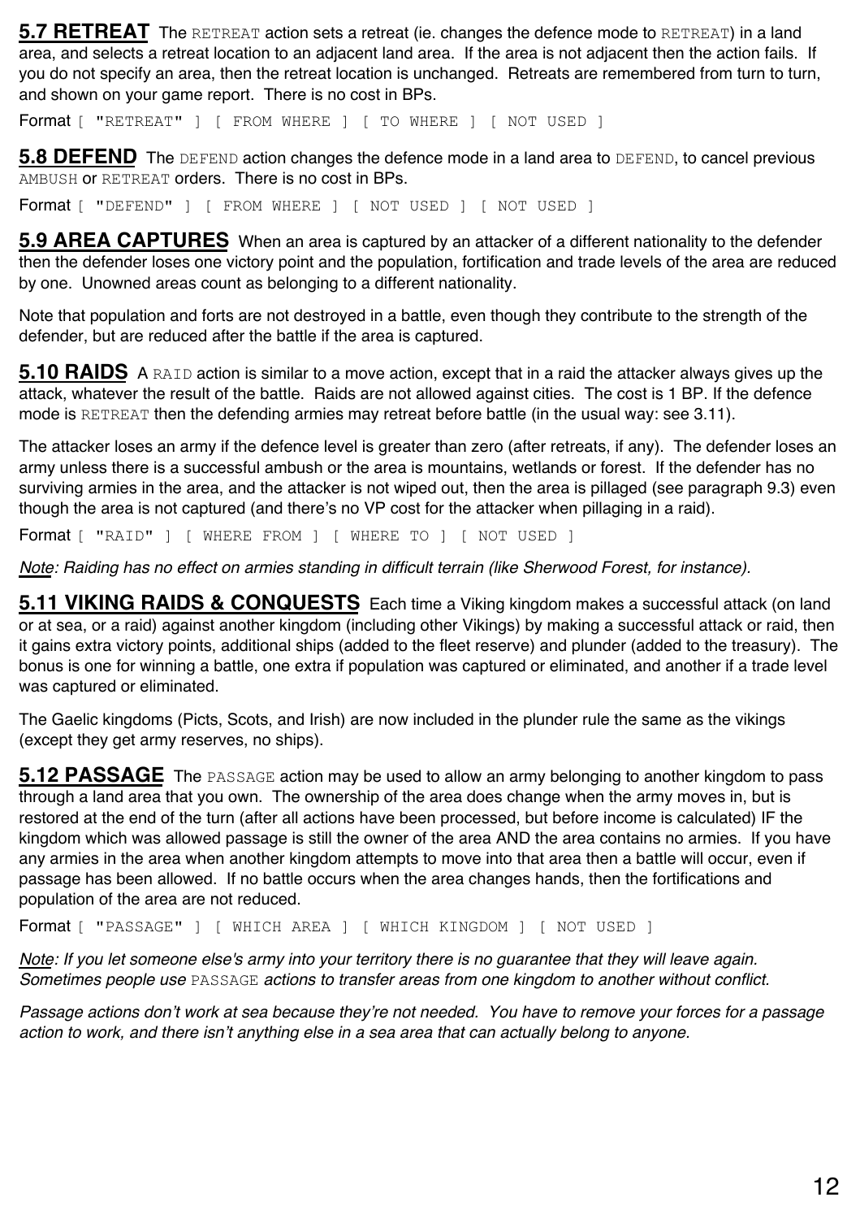**5.7 RETREAT** The `RETREAT` action sets a retreat (ie. changes the defence mode to `RETREAT`) in a land area, and selects a retreat location to an adjacent land area. If the area is not adjacent then the action fails. If you do not specify an area, then the retreat location is unchanged. Retreats are remembered from turn to turn, and shown on your game report. There is no cost in BPs.

Format `[ "RETREAT" ] [ FROM WHERE ] [ TO WHERE ] [ NOT USED ]`

**5.8 DEFEND** The `DEFEND` action changes the defence mode in a land area to `DEFEND`, to cancel previous `AMBUSH` or `RETREAT` orders. There is no cost in BPs.

Format `[ "DEFEND" ] [ FROM WHERE ] [ NOT USED ] [ NOT USED ]`

**5.9 AREA CAPTURES** When an area is captured by an attacker of a different nationality to the defender then the defender loses one victory point and the population, fortification and trade levels of the area are reduced by one. Unowned areas count as belonging to a different nationality.

Note that population and forts are not destroyed in a battle, even though they contribute to the strength of the defender, but are reduced after the battle if the area is captured.

**5.10 RAIDS** A `RAID` action is similar to a move action, except that in a raid the attacker always gives up the attack, whatever the result of the battle. Raids are not allowed against cities. The cost is 1 BP. If the defence mode is `RETREAT` then the defending armies may retreat before battle (in the usual way: see 3.11).

The attacker loses an army if the defence level is greater than zero (after retreats, if any). The defender loses an army unless there is a successful ambush or the area is mountains, wetlands or forest. If the defender has no surviving armies in the area, and the attacker is not wiped out, then the area is pillaged (see paragraph 9.3) even though the area is not captured (and there's no VP cost for the attacker when pillaging in a raid).

Format `[ "RAID" ] [ WHERE FROM ] [ WHERE TO ] [ NOT USED ]`

*Note: Raiding has no effect on armies standing in difficult terrain (like Sherwood Forest, for instance).*

**5.11 VIKING RAIDS & CONQUESTS** Each time a Viking kingdom makes a successful attack (on land or at sea, or a raid) against another kingdom (including other Vikings) by making a successful attack or raid, then it gains extra victory points, additional ships (added to the fleet reserve) and plunder (added to the treasury). The bonus is one for winning a battle, one extra if population was captured or eliminated, and another if a trade level was captured or eliminated.

The Gaelic kingdoms (Picts, Scots, and Irish) are now included in the plunder rule the same as the vikings (except they get army reserves, no ships).

**5.12 PASSAGE** The `PASSAGE` action may be used to allow an army belonging to another kingdom to pass through a land area that you own. The ownership of the area does change when the army moves in, but is restored at the end of the turn (after all actions have been processed, but before income is calculated) IF the kingdom which was allowed passage is still the owner of the area AND the area contains no armies. If you have any armies in the area when another kingdom attempts to move into that area then a battle will occur, even if passage has been allowed. If no battle occurs when the area changes hands, then the fortifications and population of the area are not reduced.

Format `[ "PASSAGE" ] [ WHICH AREA ] [ WHICH KINGDOM ] [ NOT USED ]`

*Note: If you let someone else's army into your territory there is no guarantee that they will leave again. Sometimes people use `PASSAGE` actions to transfer areas from one kingdom to another without conflict.*

*Passage actions don't work at sea because they're not needed. You have to remove your forces for a passage action to work, and there isn't anything else in a sea area that can actually belong to anyone.*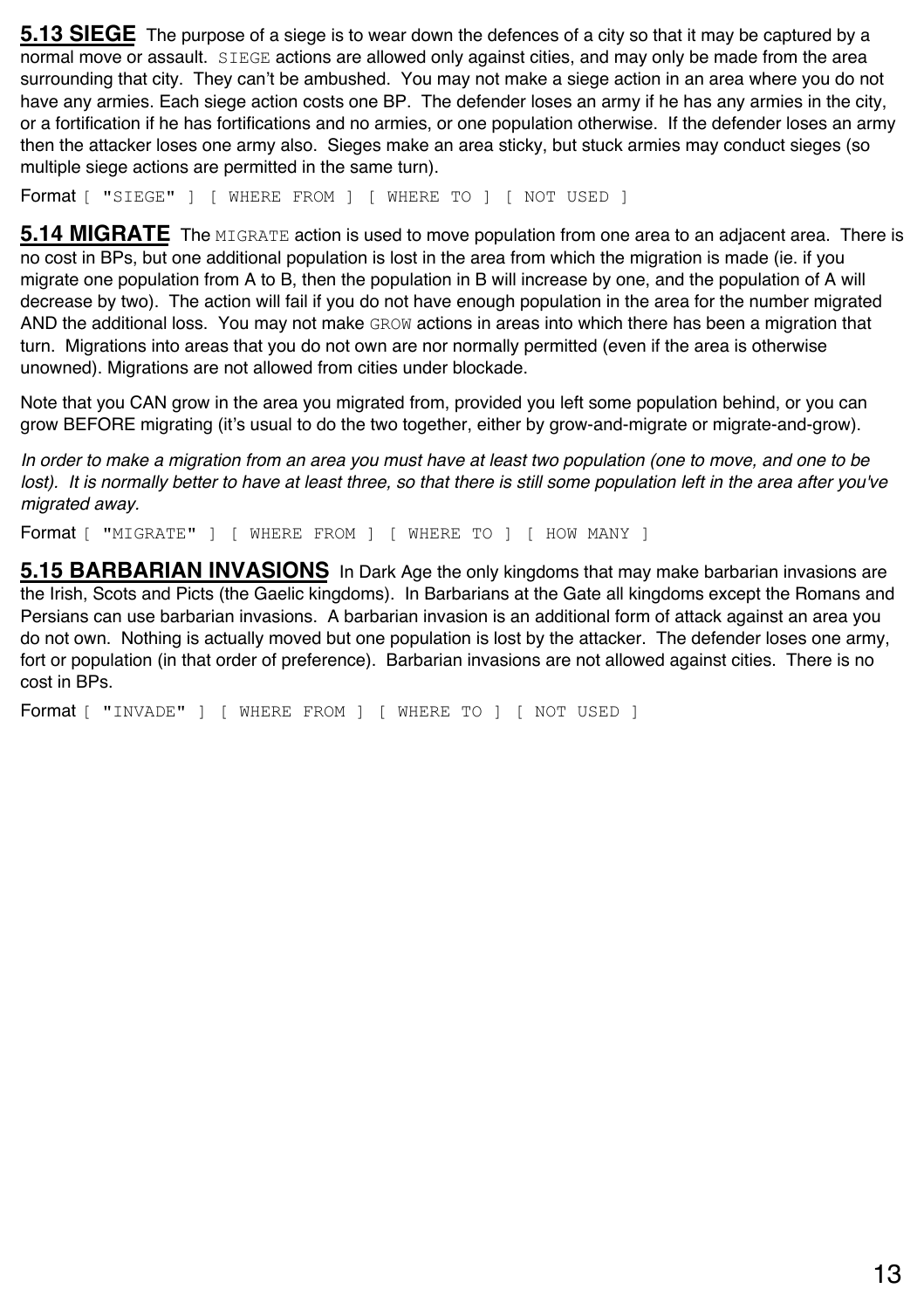## 5.13 SIEGE

The purpose of a siege is to wear down the defences of a city so that it may be captured by a normal move or assault. `SIEGE` actions are allowed only against cities, and may only be made from the area surrounding that city. They can't be ambushed. You may not make a siege action in an area where you do not have any armies. Each siege action costs one BP. The defender loses an army if he has any armies in the city, or a fortification if he has fortifications and no armies, or one population otherwise. If the defender loses an army then the attacker loses one army also. Sieges make an area sticky, but stuck armies may conduct sieges (so multiple siege actions are permitted in the same turn).

Format `[ "SIEGE" ] [ WHERE FROM ] [ WHERE TO ] [ NOT USED ]`

## 5.14 MIGRATE

The `MIGRATE` action is used to move population from one area to an adjacent area. There is no cost in BPs, but one additional population is lost in the area from which the migration is made (ie. if you migrate one population from A to B, then the population in B will increase by one, and the population of A will decrease by two). The action will fail if you do not have enough population in the area for the number migrated AND the additional loss. You may not make `GROW` actions in areas into which there has been a migration that turn. Migrations into areas that you do not own are nor normally permitted (even if the area is otherwise unowned). Migrations are not allowed from cities under blockade.

Note that you CAN grow in the area you migrated from, provided you left some population behind, or you can grow BEFORE migrating (it's usual to do the two together, either by grow-and-migrate or migrate-and-grow).

*In order to make a migration from an area you must have at least two population (one to move, and one to be lost). It is normally better to have at least three, so that there is still some population left in the area after you've migrated away.*

Format `[ "MIGRATE" ] [ WHERE FROM ] [ WHERE TO ] [ HOW MANY ]`

## 5.15 BARBARIAN INVASIONS

In Dark Age the only kingdoms that may make barbarian invasions are the Irish, Scots and Picts (the Gaelic kingdoms). In Barbarians at the Gate all kingdoms except the Romans and Persians can use barbarian invasions. A barbarian invasion is an additional form of attack against an area you do not own. Nothing is actually moved but one population is lost by the attacker. The defender loses one army, fort or population (in that order of preference). Barbarian invasions are not allowed against cities. There is no cost in BPs.

Format `[ "INVADE" ] [ WHERE FROM ] [ WHERE TO ] [ NOT USED ]`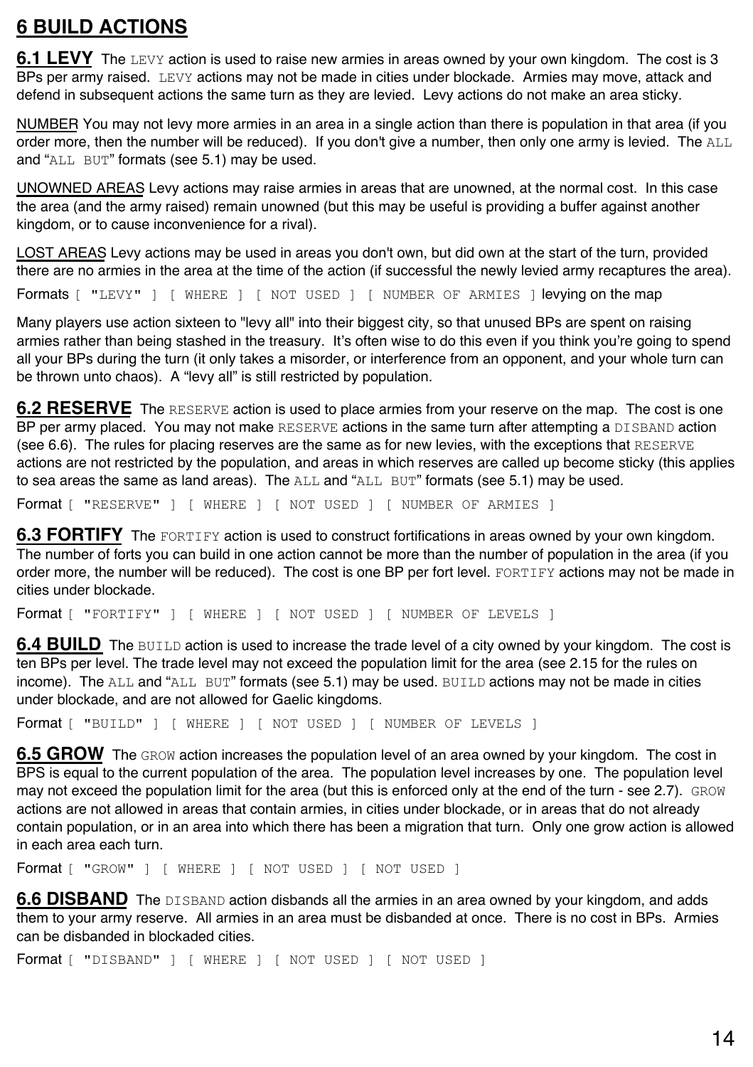# 6 BUILD ACTIONS

**6.1 LEVY** The `LEVY` action is used to raise new armies in areas owned by your own kingdom. The cost is 3 BPs per army raised. `LEVY` actions may not be made in cities under blockade. Armies may move, attack and defend in subsequent actions the same turn as they are levied. Levy actions do not make an area sticky.

<u>NUMBER</u> You may not levy more armies in an area in a single action than there is population in that area (if you order more, then the number will be reduced). If you don't give a number, then only one army is levied. The `ALL` and "`ALL BUT`" formats (see 5.1) may be used.

<u>UNOWNED AREAS</u> Levy actions may raise armies in areas that are unowned, at the normal cost. In this case the area (and the army raised) remain unowned (but this may be useful is providing a buffer against another kingdom, or to cause inconvenience for a rival).

<u>LOST AREAS</u> Levy actions may be used in areas you don't own, but did own at the start of the turn, provided there are no armies in the area at the time of the action (if successful the newly levied army recaptures the area).

Formats `[ "LEVY" ] [ WHERE ] [ NOT USED ] [ NUMBER OF ARMIES ]` levying on the map

Many players use action sixteen to "levy all" into their biggest city, so that unused BPs are spent on raising armies rather than being stashed in the treasury. It's often wise to do this even if you think you're going to spend all your BPs during the turn (it only takes a misorder, or interference from an opponent, and your whole turn can be thrown unto chaos). A "levy all" is still restricted by population.

**6.2 RESERVE** The `RESERVE` action is used to place armies from your reserve on the map. The cost is one BP per army placed. You may not make `RESERVE` actions in the same turn after attempting a `DISBAND` action (see 6.6). The rules for placing reserves are the same as for new levies, with the exceptions that `RESERVE` actions are not restricted by the population, and areas in which reserves are called up become sticky (this applies to sea areas the same as land areas). The `ALL` and "`ALL BUT`" formats (see 5.1) may be used.

Format `[ "RESERVE" ] [ WHERE ] [ NOT USED ] [ NUMBER OF ARMIES ]`

**6.3 FORTIFY** The `FORTIFY` action is used to construct fortifications in areas owned by your own kingdom. The number of forts you can build in one action cannot be more than the number of population in the area (if you order more, the number will be reduced). The cost is one BP per fort level. `FORTIFY` actions may not be made in cities under blockade.

Format `[ "FORTIFY" ] [ WHERE ] [ NOT USED ] [ NUMBER OF LEVELS ]`

**6.4 BUILD** The `BUILD` action is used to increase the trade level of a city owned by your kingdom. The cost is ten BPs per level. The trade level may not exceed the population limit for the area (see 2.15 for the rules on income). The `ALL` and "`ALL BUT`" formats (see 5.1) may be used. `BUILD` actions may not be made in cities under blockade, and are not allowed for Gaelic kingdoms.

Format `[ "BUILD" ] [ WHERE ] [ NOT USED ] [ NUMBER OF LEVELS ]`

**6.5 GROW** The `GROW` action increases the population level of an area owned by your kingdom. The cost in BPS is equal to the current population of the area. The population level increases by one. The population level may not exceed the population limit for the area (but this is enforced only at the end of the turn - see 2.7). `GROW` actions are not allowed in areas that contain armies, in cities under blockade, or in areas that do not already contain population, or in an area into which there has been a migration that turn. Only one grow action is allowed in each area each turn.

Format `[ "GROW" ] [ WHERE ] [ NOT USED ] [ NOT USED ]`

**6.6 DISBAND** The `DISBAND` action disbands all the armies in an area owned by your kingdom, and adds them to your army reserve. All armies in an area must be disbanded at once. There is no cost in BPs. Armies can be disbanded in blockaded cities.

Format `[ "DISBAND" ] [ WHERE ] [ NOT USED ] [ NOT USED ]`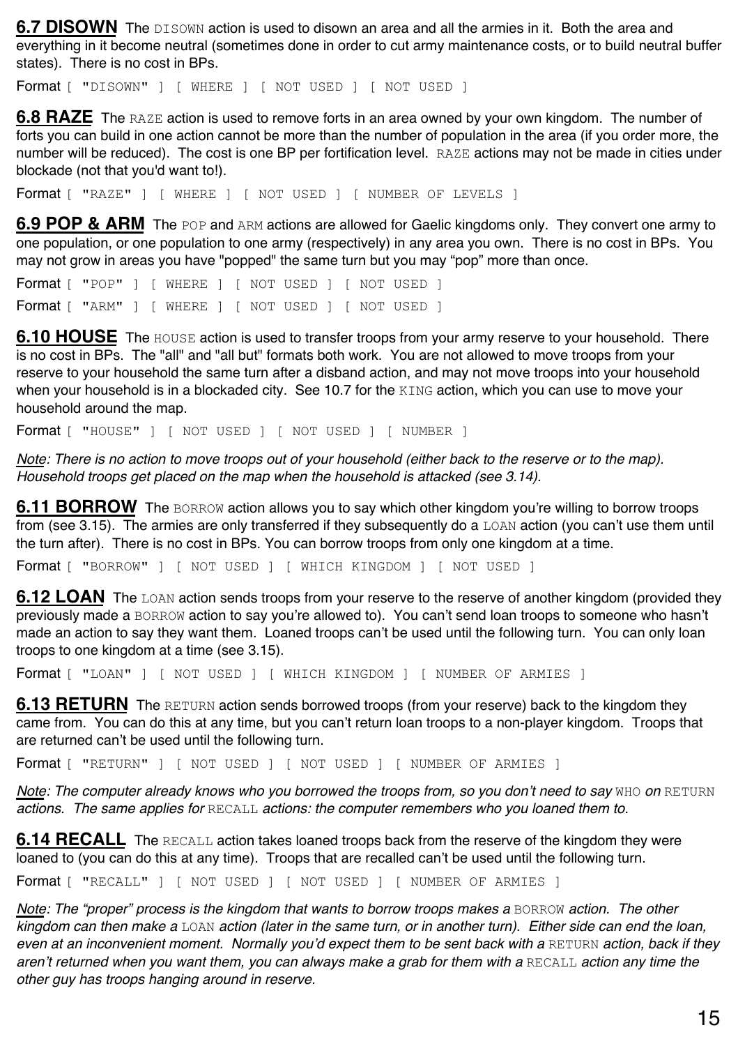## 6.7 DISOWN

The `DISOWN` action is used to disown an area and all the armies in it. Both the area and everything in it become neutral (sometimes done in order to cut army maintenance costs, or to build neutral buffer states). There is no cost in BPs.

Format `[ "DISOWN" ] [ WHERE ] [ NOT USED ] [ NOT USED ]`

## 6.8 RAZE

The `RAZE` action is used to remove forts in an area owned by your own kingdom. The number of forts you can build in one action cannot be more than the number of population in the area (if you order more, the number will be reduced). The cost is one BP per fortification level. `RAZE` actions may not be made in cities under blockade (not that you'd want to!).

Format `[ "RAZE" ] [ WHERE ] [ NOT USED ] [ NUMBER OF LEVELS ]`

## 6.9 POP & ARM

The `POP` and `ARM` actions are allowed for Gaelic kingdoms only. They convert one army to one population, or one population to one army (respectively) in any area you own. There is no cost in BPs. You may not grow in areas you have "popped" the same turn but you may "pop" more than once.

Format `[ "POP" ] [ WHERE ] [ NOT USED ] [ NOT USED ]`

Format `[ "ARM" ] [ WHERE ] [ NOT USED ] [ NOT USED ]`

## 6.10 HOUSE

The `HOUSE` action is used to transfer troops from your army reserve to your household. There is no cost in BPs. The "all" and "all but" formats both work. You are not allowed to move troops from your reserve to your household the same turn after a disband action, and may not move troops into your household when your household is in a blockaded city. See 10.7 for the `KING` action, which you can use to move your household around the map.

Format `[ "HOUSE" ] [ NOT USED ] [ NOT USED ] [ NUMBER ]`

*Note: There is no action to move troops out of your household (either back to the reserve or to the map). Household troops get placed on the map when the household is attacked (see 3.14).*

## 6.11 BORROW

The `BORROW` action allows you to say which other kingdom you're willing to borrow troops from (see 3.15). The armies are only transferred if they subsequently do a `LOAN` action (you can't use them until the turn after). There is no cost in BPs. You can borrow troops from only one kingdom at a time.

Format `[ "BORROW" ] [ NOT USED ] [ WHICH KINGDOM ] [ NOT USED ]`

## 6.12 LOAN

The `LOAN` action sends troops from your reserve to the reserve of another kingdom (provided they previously made a `BORROW` action to say you're allowed to). You can't send loan troops to someone who hasn't made an action to say they want them. Loaned troops can't be used until the following turn. You can only loan troops to one kingdom at a time (see 3.15).

Format `[ "LOAN" ] [ NOT USED ] [ WHICH KINGDOM ] [ NUMBER OF ARMIES ]`

## 6.13 RETURN

The `RETURN` action sends borrowed troops (from your reserve) back to the kingdom they came from. You can do this at any time, but you can't return loan troops to a non-player kingdom. Troops that are returned can't be used until the following turn.

Format `[ "RETURN" ] [ NOT USED ] [ NOT USED ] [ NUMBER OF ARMIES ]`

*Note: The computer already knows who you borrowed the troops from, so you don't need to say `WHO` on `RETURN` actions. The same applies for `RECALL` actions: the computer remembers who you loaned them to.*

## 6.14 RECALL

The `RECALL` action takes loaned troops back from the reserve of the kingdom they were loaned to (you can do this at any time). Troops that are recalled can't be used until the following turn.

Format `[ "RECALL" ] [ NOT USED ] [ NOT USED ] [ NUMBER OF ARMIES ]`

*Note: The "proper" process is the kingdom that wants to borrow troops makes a `BORROW` action. The other kingdom can then make a `LOAN` action (later in the same turn, or in another turn). Either side can end the loan, even at an inconvenient moment. Normally you'd expect them to be sent back with a `RETURN` action, back if they aren't returned when you want them, you can always make a grab for them with a `RECALL` action any time the other guy has troops hanging around in reserve.*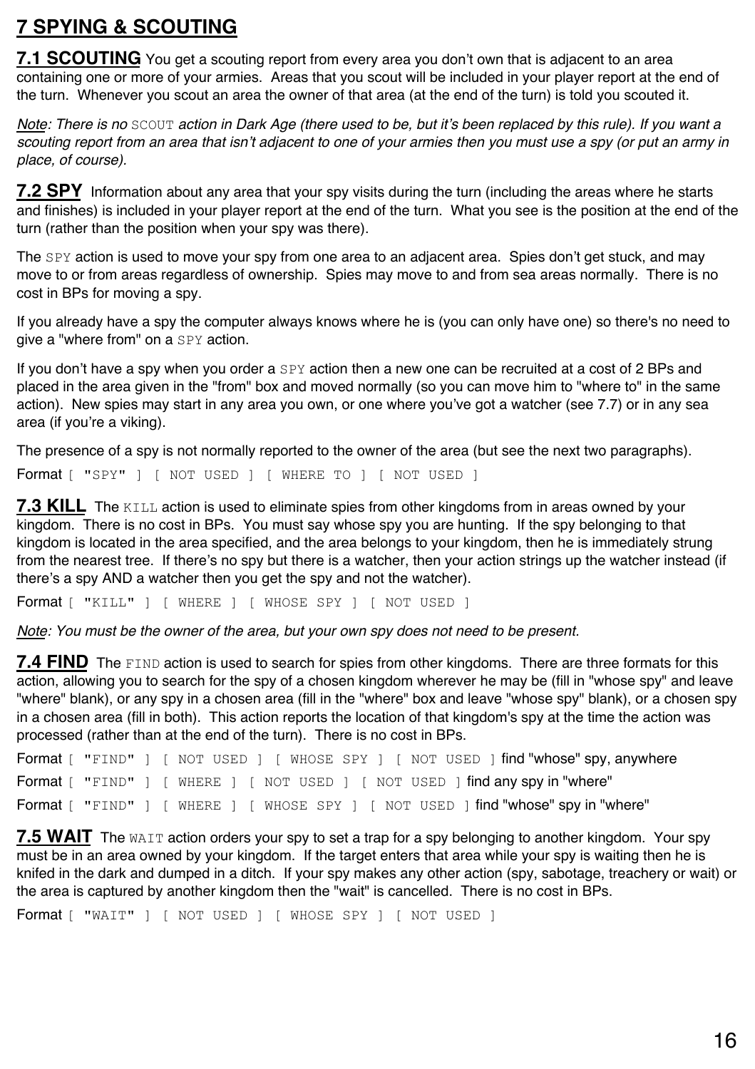# 7 SPYING & SCOUTING

**7.1 SCOUTING** You get a scouting report from every area you don't own that is adjacent to an area containing one or more of your armies. Areas that you scout will be included in your player report at the end of the turn. Whenever you scout an area the owner of that area (at the end of the turn) is told you scouted it.

*Note: There is no `SCOUT` action in Dark Age (there used to be, but it's been replaced by this rule). If you want a scouting report from an area that isn't adjacent to one of your armies then you must use a spy (or put an army in place, of course).*

**7.2 SPY** Information about any area that your spy visits during the turn (including the areas where he starts and finishes) is included in your player report at the end of the turn. What you see is the position at the end of the turn (rather than the position when your spy was there).

The `SPY` action is used to move your spy from one area to an adjacent area. Spies don't get stuck, and may move to or from areas regardless of ownership. Spies may move to and from sea areas normally. There is no cost in BPs for moving a spy.

If you already have a spy the computer always knows where he is (you can only have one) so there's no need to give a "where from" on a `SPY` action.

If you don't have a spy when you order a `SPY` action then a new one can be recruited at a cost of 2 BPs and placed in the area given in the "from" box and moved normally (so you can move him to "where to" in the same action). New spies may start in any area you own, or one where you've got a watcher (see 7.7) or in any sea area (if you're a viking).

The presence of a spy is not normally reported to the owner of the area (but see the next two paragraphs).

Format `[ "SPY" ] [ NOT USED ] [ WHERE TO ] [ NOT USED ]`

**7.3 KILL** The `KILL` action is used to eliminate spies from other kingdoms from in areas owned by your kingdom. There is no cost in BPs. You must say whose spy you are hunting. If the spy belonging to that kingdom is located in the area specified, and the area belongs to your kingdom, then he is immediately strung from the nearest tree. If there's no spy but there is a watcher, then your action strings up the watcher instead (if there's a spy AND a watcher then you get the spy and not the watcher).

Format `[ "KILL" ] [ WHERE ] [ WHOSE SPY ] [ NOT USED ]`

*Note: You must be the owner of the area, but your own spy does not need to be present.*

**7.4 FIND** The `FIND` action is used to search for spies from other kingdoms. There are three formats for this action, allowing you to search for the spy of a chosen kingdom wherever he may be (fill in "whose spy" and leave "where" blank), or any spy in a chosen area (fill in the "where" box and leave "whose spy" blank), or a chosen spy in a chosen area (fill in both). This action reports the location of that kingdom's spy at the time the action was processed (rather than at the end of the turn). There is no cost in BPs.

Format `[ "FIND" ] [ NOT USED ] [ WHOSE SPY ] [ NOT USED ]` find "whose" spy, anywhere

Format `[ "FIND" ] [ WHERE ] [ NOT USED ] [ NOT USED ]` find any spy in "where"

Format `[ "FIND" ] [ WHERE ] [ WHOSE SPY ] [ NOT USED ]` find "whose" spy in "where"

**7.5 WAIT** The `WAIT` action orders your spy to set a trap for a spy belonging to another kingdom. Your spy must be in an area owned by your kingdom. If the target enters that area while your spy is waiting then he is knifed in the dark and dumped in a ditch. If your spy makes any other action (spy, sabotage, treachery or wait) or the area is captured by another kingdom then the "wait" is cancelled. There is no cost in BPs.

Format `[ "WAIT" ] [ NOT USED ] [ WHOSE SPY ] [ NOT USED ]`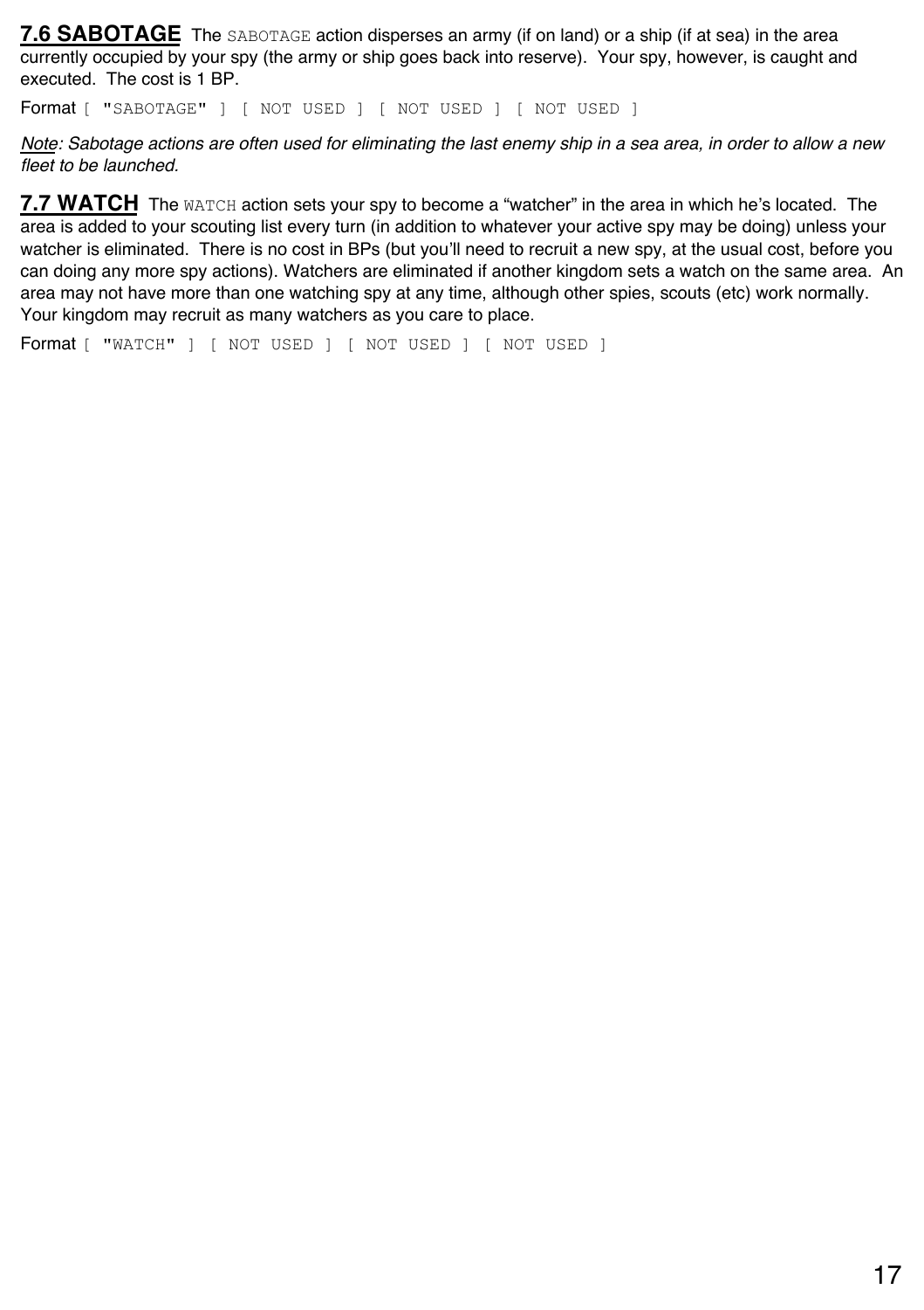**7.6 SABOTAGE** The `SABOTAGE` action disperses an army (if on land) or a ship (if at sea) in the area currently occupied by your spy (the army or ship goes back into reserve). Your spy, however, is caught and executed. The cost is 1 BP.

Format `[ "SABOTAGE" ] [ NOT USED ] [ NOT USED ] [ NOT USED ]`

*Note: Sabotage actions are often used for eliminating the last enemy ship in a sea area, in order to allow a new fleet to be launched.*

**7.7 WATCH** The `WATCH` action sets your spy to become a “watcher” in the area in which he’s located. The area is added to your scouting list every turn (in addition to whatever your active spy may be doing) unless your watcher is eliminated. There is no cost in BPs (but you’ll need to recruit a new spy, at the usual cost, before you can doing any more spy actions). Watchers are eliminated if another kingdom sets a watch on the same area. An area may not have more than one watching spy at any time, although other spies, scouts (etc) work normally. Your kingdom may recruit as many watchers as you care to place.

Format `[ "WATCH" ] [ NOT USED ] [ NOT USED ] [ NOT USED ]`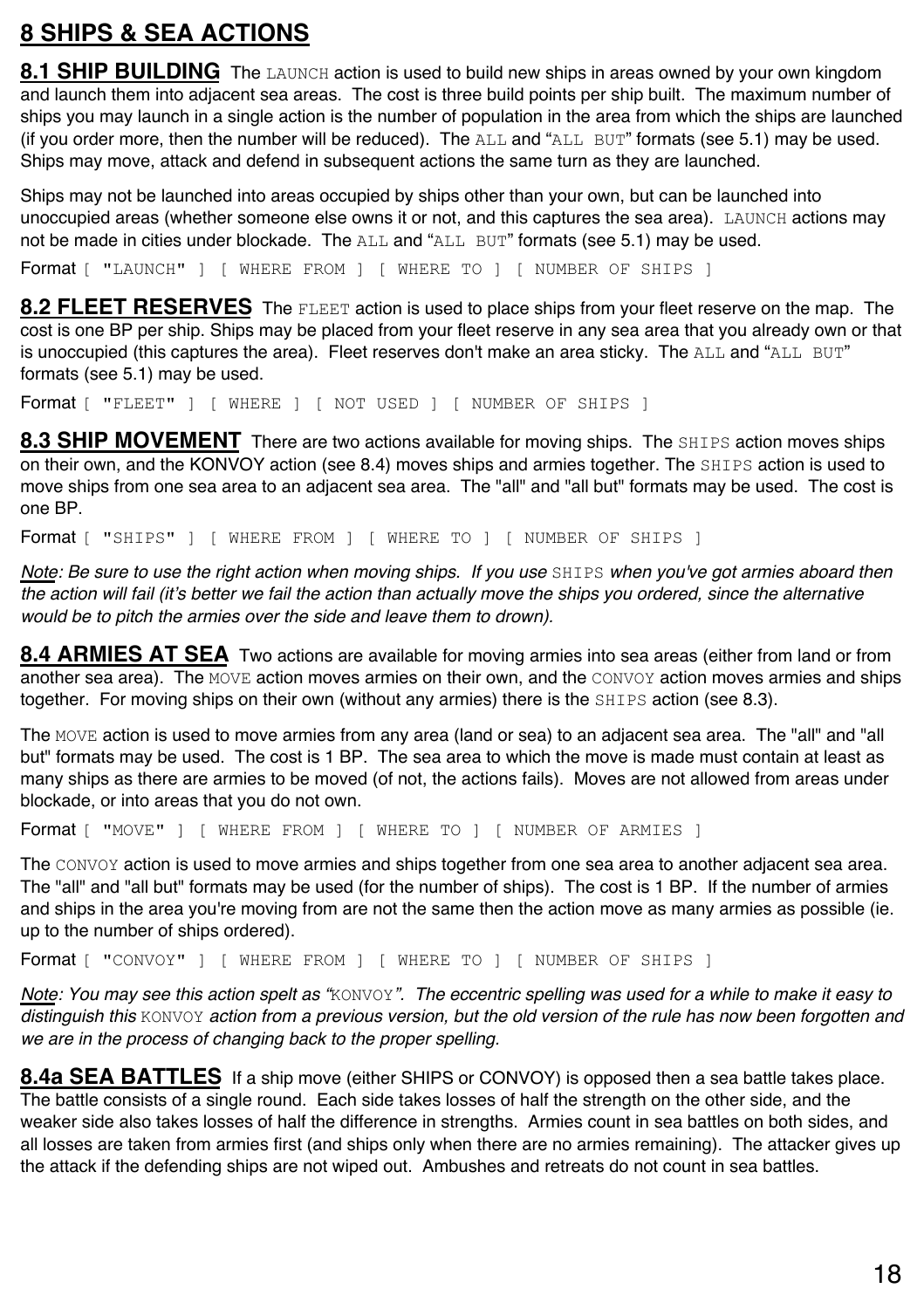# 8 SHIPS & SEA ACTIONS

**8.1 SHIP BUILDING** The `LAUNCH` action is used to build new ships in areas owned by your own kingdom and launch them into adjacent sea areas. The cost is three build points per ship built. The maximum number of ships you may launch in a single action is the number of population in the area from which the ships are launched (if you order more, then the number will be reduced). The `ALL` and "`ALL BUT`" formats (see 5.1) may be used. Ships may move, attack and defend in subsequent actions the same turn as they are launched.

Ships may not be launched into areas occupied by ships other than your own, but can be launched into unoccupied areas (whether someone else owns it or not, and this captures the sea area). `LAUNCH` actions may not be made in cities under blockade. The `ALL` and "`ALL BUT`" formats (see 5.1) may be used.

Format `[ "LAUNCH" ] [ WHERE FROM ] [ WHERE TO ] [ NUMBER OF SHIPS ]`

**8.2 FLEET RESERVES** The `FLEET` action is used to place ships from your fleet reserve on the map. The cost is one BP per ship. Ships may be placed from your fleet reserve in any sea area that you already own or that is unoccupied (this captures the area). Fleet reserves don't make an area sticky. The `ALL` and "`ALL BUT`" formats (see 5.1) may be used.

Format `[ "FLEET" ] [ WHERE ] [ NOT USED ] [ NUMBER OF SHIPS ]`

**8.3 SHIP MOVEMENT** There are two actions available for moving ships. The `SHIPS` action moves ships on their own, and the KONVOY action (see 8.4) moves ships and armies together. The `SHIPS` action is used to move ships from one sea area to an adjacent sea area. The "all" and "all but" formats may be used. The cost is one BP.

Format `[ "SHIPS" ] [ WHERE FROM ] [ WHERE TO ] [ NUMBER OF SHIPS ]`

*Note: Be sure to use the right action when moving ships. If you use `SHIPS` when you've got armies aboard then the action will fail (it's better we fail the action than actually move the ships you ordered, since the alternative would be to pitch the armies over the side and leave them to drown).*

**8.4 ARMIES AT SEA** Two actions are available for moving armies into sea areas (either from land or from another sea area). The `MOVE` action moves armies on their own, and the `CONVOY` action moves armies and ships together. For moving ships on their own (without any armies) there is the `SHIPS` action (see 8.3).

The `MOVE` action is used to move armies from any area (land or sea) to an adjacent sea area. The "all" and "all but" formats may be used. The cost is 1 BP. The sea area to which the move is made must contain at least as many ships as there are armies to be moved (of not, the actions fails). Moves are not allowed from areas under blockade, or into areas that you do not own.

Format `[ "MOVE" ] [ WHERE FROM ] [ WHERE TO ] [ NUMBER OF ARMIES ]`

The `CONVOY` action is used to move armies and ships together from one sea area to another adjacent sea area. The "all" and "all but" formats may be used (for the number of ships). The cost is 1 BP. If the number of armies and ships in the area you're moving from are not the same then the action move as many armies as possible (ie. up to the number of ships ordered).

Format `[ "CONVOY" ] [ WHERE FROM ] [ WHERE TO ] [ NUMBER OF SHIPS ]`

*Note: You may see this action spelt as "`KONVOY`". The eccentric spelling was used for a while to make it easy to distinguish this `KONVOY` action from a previous version, but the old version of the rule has now been forgotten and we are in the process of changing back to the proper spelling.*

**8.4a SEA BATTLES** If a ship move (either SHIPS or CONVOY) is opposed then a sea battle takes place. The battle consists of a single round. Each side takes losses of half the strength on the other side, and the weaker side also takes losses of half the difference in strengths. Armies count in sea battles on both sides, and all losses are taken from armies first (and ships only when there are no armies remaining). The attacker gives up the attack if the defending ships are not wiped out. Ambushes and retreats do not count in sea battles.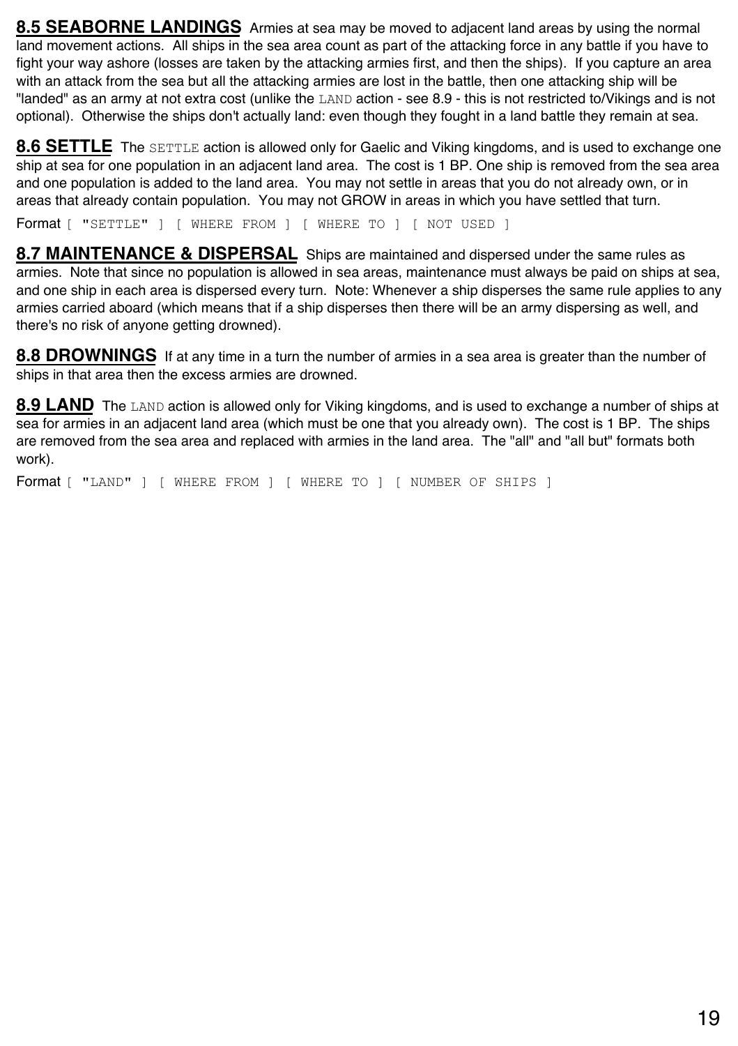**8.5 SEABORNE LANDINGS** Armies at sea may be moved to adjacent land areas by using the normal land movement actions. All ships in the sea area count as part of the attacking force in any battle if you have to fight your way ashore (losses are taken by the attacking armies first, and then the ships). If you capture an area with an attack from the sea but all the attacking armies are lost in the battle, then one attacking ship will be "landed" as an army at not extra cost (unlike the `LAND` action - see 8.9 - this is not restricted to/Vikings and is not optional). Otherwise the ships don't actually land: even though they fought in a land battle they remain at sea.

**8.6 SETTLE** The `SETTLE` action is allowed only for Gaelic and Viking kingdoms, and is used to exchange one ship at sea for one population in an adjacent land area. The cost is 1 BP. One ship is removed from the sea area and one population is added to the land area. You may not settle in areas that you do not already own, or in areas that already contain population. You may not GROW in areas in which you have settled that turn.

Format `[ "SETTLE" ] [ WHERE FROM ] [ WHERE TO ] [ NOT USED ]`

**8.7 MAINTENANCE & DISPERSAL** Ships are maintained and dispersed under the same rules as armies. Note that since no population is allowed in sea areas, maintenance must always be paid on ships at sea, and one ship in each area is dispersed every turn. Note: Whenever a ship disperses the same rule applies to any armies carried aboard (which means that if a ship disperses then there will be an army dispersing as well, and there's no risk of anyone getting drowned).

**8.8 DROWNINGS** If at any time in a turn the number of armies in a sea area is greater than the number of ships in that area then the excess armies are drowned.

**8.9 LAND** The `LAND` action is allowed only for Viking kingdoms, and is used to exchange a number of ships at sea for armies in an adjacent land area (which must be one that you already own). The cost is 1 BP. The ships are removed from the sea area and replaced with armies in the land area. The "all" and "all but" formats both work).

Format `[ "LAND" ] [ WHERE FROM ] [ WHERE TO ] [ NUMBER OF SHIPS ]`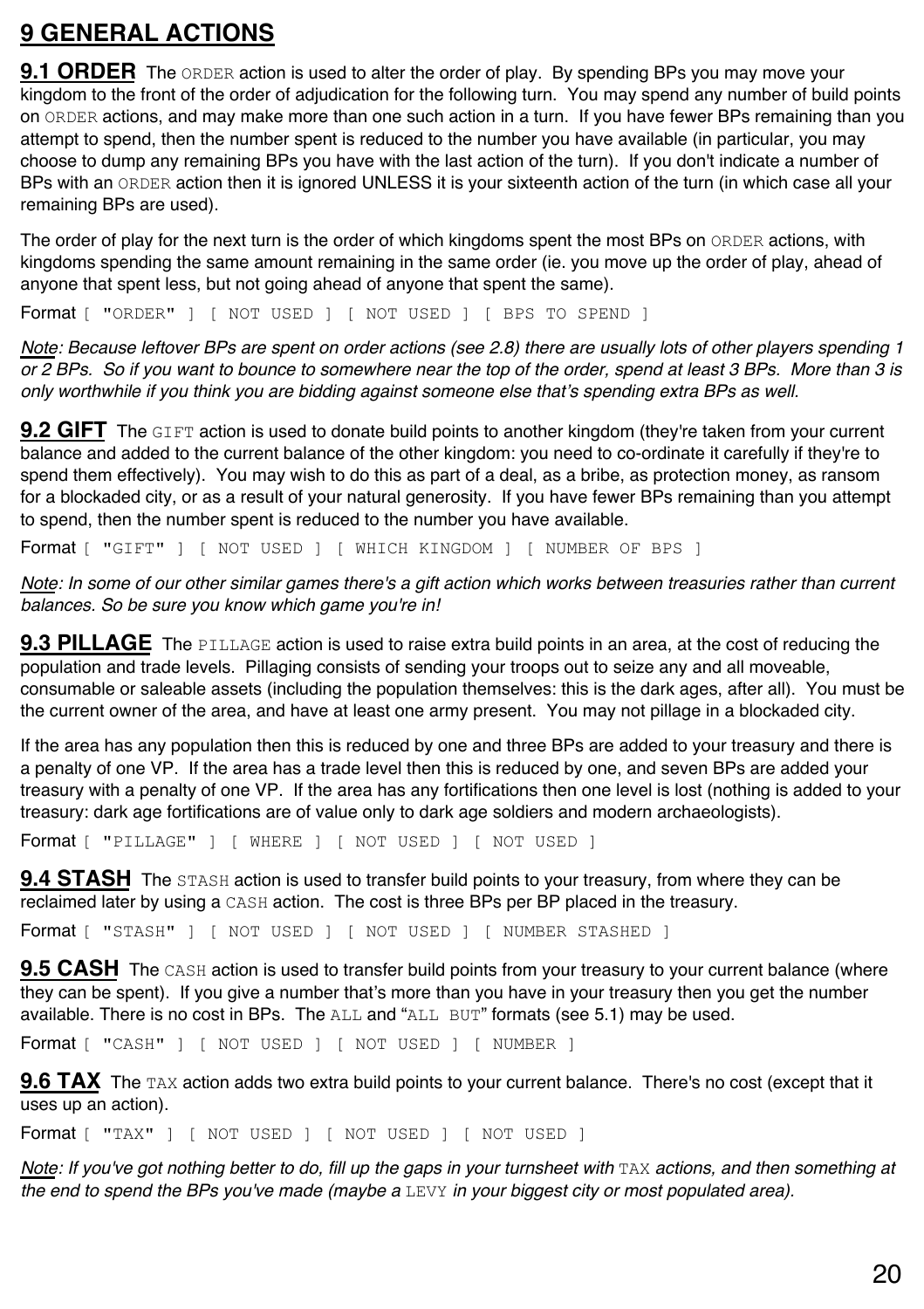# 9 GENERAL ACTIONS

**9.1 ORDER** The `ORDER` action is used to alter the order of play. By spending BPs you may move your kingdom to the front of the order of adjudication for the following turn. You may spend any number of build points on `ORDER` actions, and may make more than one such action in a turn. If you have fewer BPs remaining than you attempt to spend, then the number spent is reduced to the number you have available (in particular, you may choose to dump any remaining BPs you have with the last action of the turn). If you don't indicate a number of BPs with an `ORDER` action then it is ignored UNLESS it is your sixteenth action of the turn (in which case all your remaining BPs are used).

The order of play for the next turn is the order of which kingdoms spent the most BPs on `ORDER` actions, with kingdoms spending the same amount remaining in the same order (ie. you move up the order of play, ahead of anyone that spent less, but not going ahead of anyone that spent the same).

Format `[ "ORDER" ] [ NOT USED ] [ NOT USED ] [ BPS TO SPEND ]`

*Note: Because leftover BPs are spent on order actions (see 2.8) there are usually lots of other players spending 1 or 2 BPs. So if you want to bounce to somewhere near the top of the order, spend at least 3 BPs. More than 3 is only worthwhile if you think you are bidding against someone else that's spending extra BPs as well.*

**9.2 GIFT** The `GIFT` action is used to donate build points to another kingdom (they're taken from your current balance and added to the current balance of the other kingdom: you need to co-ordinate it carefully if they're to spend them effectively). You may wish to do this as part of a deal, as a bribe, as protection money, as ransom for a blockaded city, or as a result of your natural generosity. If you have fewer BPs remaining than you attempt to spend, then the number spent is reduced to the number you have available.

Format `[ "GIFT" ] [ NOT USED ] [ WHICH KINGDOM ] [ NUMBER OF BPS ]`

*Note: In some of our other similar games there's a gift action which works between treasuries rather than current balances. So be sure you know which game you're in!*

**9.3 PILLAGE** The `PILLAGE` action is used to raise extra build points in an area, at the cost of reducing the population and trade levels. Pillaging consists of sending your troops out to seize any and all moveable, consumable or saleable assets (including the population themselves: this is the dark ages, after all). You must be the current owner of the area, and have at least one army present. You may not pillage in a blockaded city.

If the area has any population then this is reduced by one and three BPs are added to your treasury and there is a penalty of one VP. If the area has a trade level then this is reduced by one, and seven BPs are added your treasury with a penalty of one VP. If the area has any fortifications then one level is lost (nothing is added to your treasury: dark age fortifications are of value only to dark age soldiers and modern archaeologists).

Format `[ "PILLAGE" ] [ WHERE ] [ NOT USED ] [ NOT USED ]`

**9.4 STASH** The `STASH` action is used to transfer build points to your treasury, from where they can be reclaimed later by using a `CASH` action. The cost is three BPs per BP placed in the treasury.

Format `[ "STASH" ] [ NOT USED ] [ NOT USED ] [ NUMBER STASHED ]`

**9.5 CASH** The `CASH` action is used to transfer build points from your treasury to your current balance (where they can be spent). If you give a number that's more than you have in your treasury then you get the number available. There is no cost in BPs. The `ALL` and "`ALL BUT`" formats (see 5.1) may be used.

Format `[ "CASH" ] [ NOT USED ] [ NOT USED ] [ NUMBER ]`

**9.6 TAX** The `TAX` action adds two extra build points to your current balance. There's no cost (except that it uses up an action).

Format `[ "TAX" ] [ NOT USED ] [ NOT USED ] [ NOT USED ]`

*Note: If you've got nothing better to do, fill up the gaps in your turnsheet with `TAX` actions, and then something at the end to spend the BPs you've made (maybe a `LEVY` in your biggest city or most populated area).*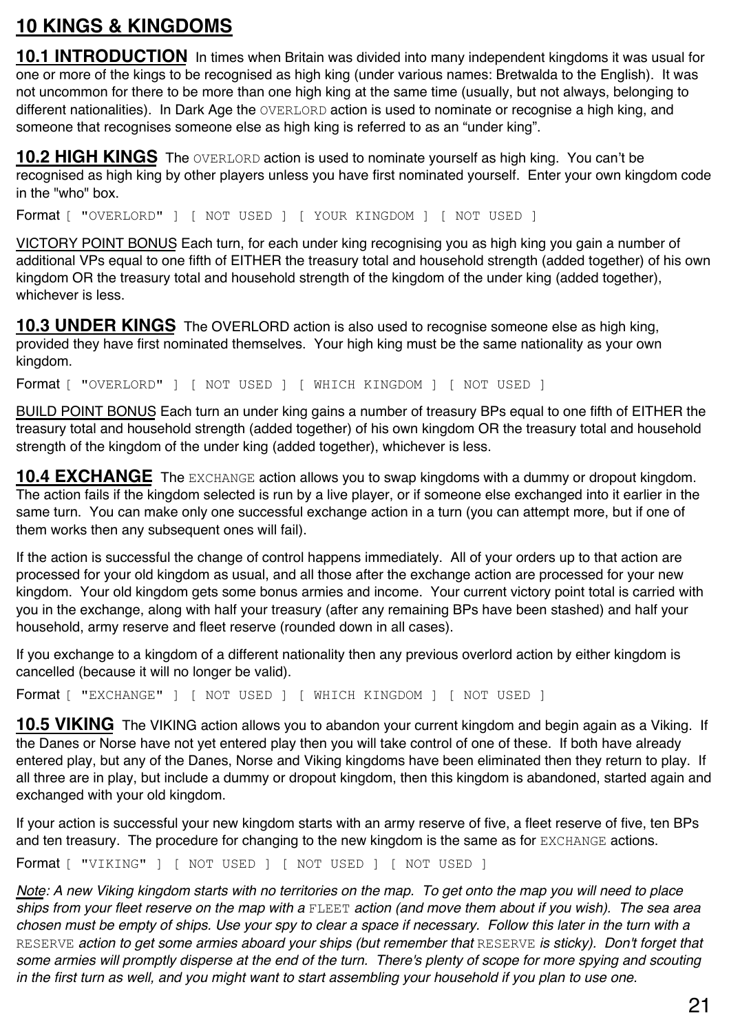# 10 KINGS & KINGDOMS

## 10.1 INTRODUCTION

In times when Britain was divided into many independent kingdoms it was usual for one or more of the kings to be recognised as high king (under various names: Bretwalda to the English). It was not uncommon for there to be more than one high king at the same time (usually, but not always, belonging to different nationalities). In Dark Age the `OVERLORD` action is used to nominate or recognise a high king, and someone that recognises someone else as high king is referred to as an "under king".

## 10.2 HIGH KINGS

The `OVERLORD` action is used to nominate yourself as high king. You can't be recognised as high king by other players unless you have first nominated yourself. Enter your own kingdom code in the "who" box.

Format `[ "OVERLORD" ] [ NOT USED ] [ YOUR KINGDOM ] [ NOT USED ]`

<u>VICTORY POINT BONUS</u> Each turn, for each under king recognising you as high king you gain a number of additional VPs equal to one fifth of EITHER the treasury total and household strength (added together) of his own kingdom OR the treasury total and household strength of the kingdom of the under king (added together), whichever is less.

## 10.3 UNDER KINGS

The OVERLORD action is also used to recognise someone else as high king, provided they have first nominated themselves. Your high king must be the same nationality as your own kingdom.

Format `[ "OVERLORD" ] [ NOT USED ] [ WHICH KINGDOM ] [ NOT USED ]`

<u>BUILD POINT BONUS</u> Each turn an under king gains a number of treasury BPs equal to one fifth of EITHER the treasury total and household strength (added together) of his own kingdom OR the treasury total and household strength of the kingdom of the under king (added together), whichever is less.

## 10.4 EXCHANGE

The `EXCHANGE` action allows you to swap kingdoms with a dummy or dropout kingdom. The action fails if the kingdom selected is run by a live player, or if someone else exchanged into it earlier in the same turn. You can make only one successful exchange action in a turn (you can attempt more, but if one of them works then any subsequent ones will fail).

If the action is successful the change of control happens immediately. All of your orders up to that action are processed for your old kingdom as usual, and all those after the exchange action are processed for your new kingdom. Your old kingdom gets some bonus armies and income. Your current victory point total is carried with you in the exchange, along with half your treasury (after any remaining BPs have been stashed) and half your household, army reserve and fleet reserve (rounded down in all cases).

If you exchange to a kingdom of a different nationality then any previous overlord action by either kingdom is cancelled (because it will no longer be valid).

Format `[ "EXCHANGE" ] [ NOT USED ] [ WHICH KINGDOM ] [ NOT USED ]`

## 10.5 VIKING

The VIKING action allows you to abandon your current kingdom and begin again as a Viking. If the Danes or Norse have not yet entered play then you will take control of one of these. If both have already entered play, but any of the Danes, Norse and Viking kingdoms have been eliminated then they return to play. If all three are in play, but include a dummy or dropout kingdom, then this kingdom is abandoned, started again and exchanged with your old kingdom.

If your action is successful your new kingdom starts with an army reserve of five, a fleet reserve of five, ten BPs and ten treasury. The procedure for changing to the new kingdom is the same as for `EXCHANGE` actions.

Format `[ "VIKING" ] [ NOT USED ] [ NOT USED ] [ NOT USED ]`

*<u>Note</u>: A new Viking kingdom starts with no territories on the map. To get onto the map you will need to place ships from your fleet reserve on the map with a `FLEET` action (and move them about if you wish). The sea area chosen must be empty of ships. Use your spy to clear a space if necessary. Follow this later in the turn with a `RESERVE` action to get some armies aboard your ships (but remember that `RESERVE` is sticky). Don't forget that some armies will promptly disperse at the end of the turn. There's plenty of scope for more spying and scouting in the first turn as well, and you might want to start assembling your household if you plan to use one.*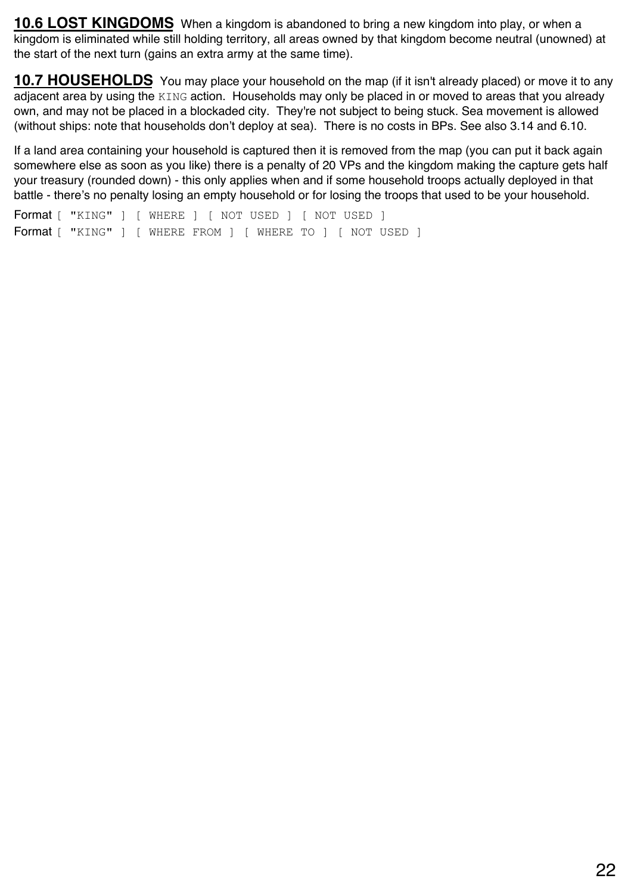**10.6 LOST KINGDOMS** When a kingdom is abandoned to bring a new kingdom into play, or when a kingdom is eliminated while still holding territory, all areas owned by that kingdom become neutral (unowned) at the start of the next turn (gains an extra army at the same time).

**10.7 HOUSEHOLDS** You may place your household on the map (if it isn't already placed) or move it to any adjacent area by using the `KING` action. Households may only be placed in or moved to areas that you already own, and may not be placed in a blockaded city. They're not subject to being stuck. Sea movement is allowed (without ships: note that households don't deploy at sea). There is no costs in BPs. See also 3.14 and 6.10.

If a land area containing your household is captured then it is removed from the map (you can put it back again somewhere else as soon as you like) there is a penalty of 20 VPs and the kingdom making the capture gets half your treasury (rounded down) - this only applies when and if some household troops actually deployed in that battle - there's no penalty losing an empty household or for losing the troops that used to be your household.

Format `[ "KING" ] [ WHERE ] [ NOT USED ] [ NOT USED ]`

Format `[ "KING" ] [ WHERE FROM ] [ WHERE TO ] [ NOT USED ]`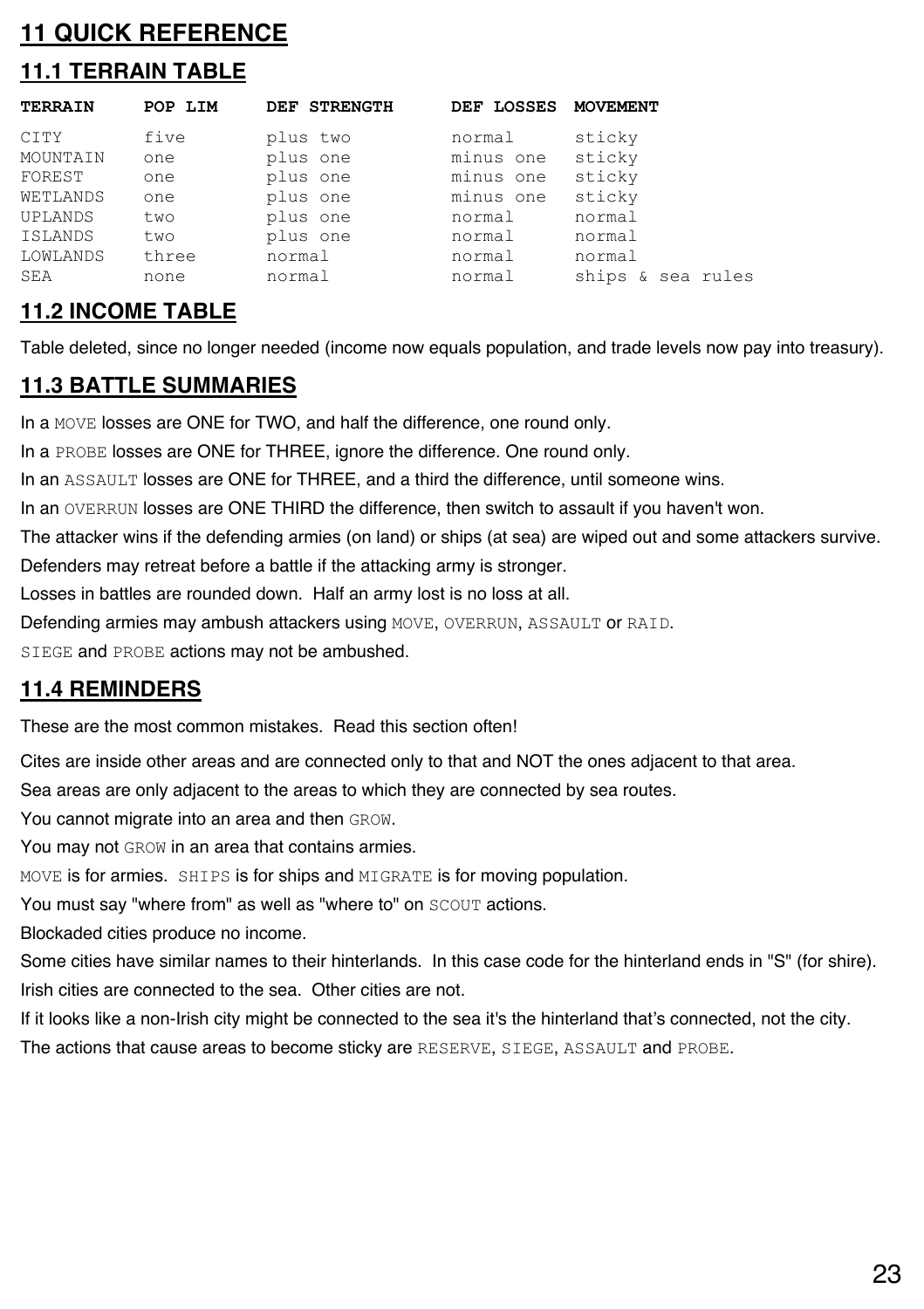# 11 QUICK REFERENCE

## 11.1 TERRAIN TABLE

| TERRAIN | POP LIM | DEF STRENGTH | DEF LOSSES | MOVEMENT |
|---|---|---|---|---|
| CITY | five | plus two | normal | sticky |
| MOUNTAIN | one | plus one | minus one | sticky |
| FOREST | one | plus one | minus one | sticky |
| WETLANDS | one | plus one | minus one | sticky |
| UPLANDS | two | plus one | normal | normal |
| ISLANDS | two | plus one | normal | normal |
| LOWLANDS | three | normal | normal | normal |
| SEA | none | normal | normal | ships & sea rules |

## 11.2 INCOME TABLE

Table deleted, since no longer needed (income now equals population, and trade levels now pay into treasury).

## 11.3 BATTLE SUMMARIES

In a `MOVE` losses are ONE for TWO, and half the difference, one round only.

In a `PROBE` losses are ONE for THREE, ignore the difference. One round only.

In an `ASSAULT` losses are ONE for THREE, and a third the difference, until someone wins.

In an `OVERRUN` losses are ONE THIRD the difference, then switch to assault if you haven't won.

The attacker wins if the defending armies (on land) or ships (at sea) are wiped out and some attackers survive.

Defenders may retreat before a battle if the attacking army is stronger.

Losses in battles are rounded down. Half an army lost is no loss at all.

Defending armies may ambush attackers using `MOVE`, `OVERRUN`, `ASSAULT` or `RAID`.

`SIEGE` and `PROBE` actions may not be ambushed.

## 11.4 REMINDERS

These are the most common mistakes. Read this section often!

Cites are inside other areas and are connected only to that and NOT the ones adjacent to that area.

Sea areas are only adjacent to the areas to which they are connected by sea routes.

You cannot migrate into an area and then `GROW`.

You may not `GROW` in an area that contains armies.

`MOVE` is for armies. `SHIPS` is for ships and `MIGRATE` is for moving population.

You must say "where from" as well as "where to" on `SCOUT` actions.

Blockaded cities produce no income.

Some cities have similar names to their hinterlands. In this case code for the hinterland ends in "S" (for shire).

Irish cities are connected to the sea. Other cities are not.

If it looks like a non-Irish city might be connected to the sea it's the hinterland that's connected, not the city.

The actions that cause areas to become sticky are `RESERVE`, `SIEGE`, `ASSAULT` and `PROBE`.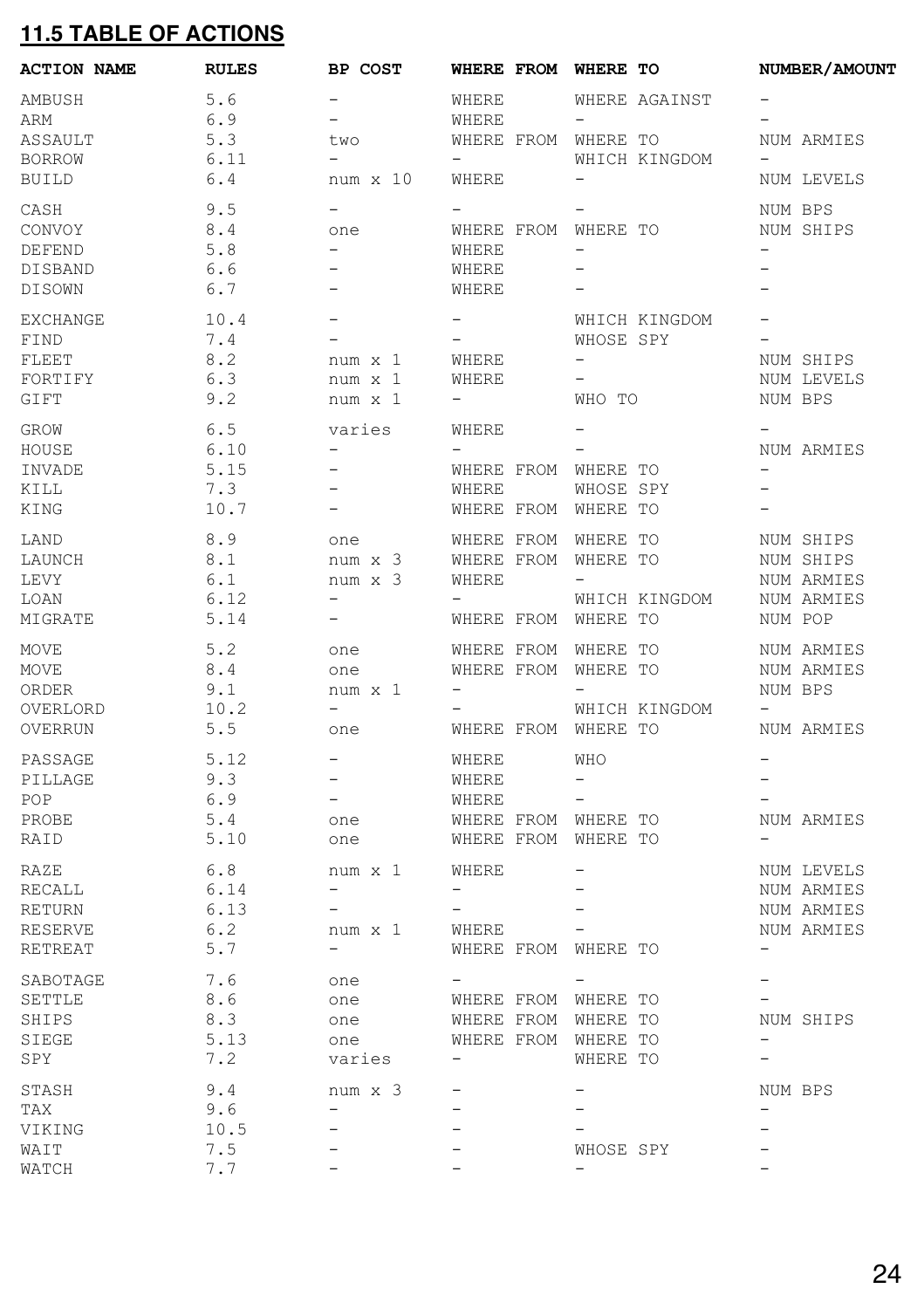## 11.5 TABLE OF ACTIONS

| ACTION NAME | RULES | BP COST | WHERE FROM | WHERE TO | NUMBER/AMOUNT |
|---|---|---|---|---|---|
| AMBUSH | 5.6 | - | WHERE | WHERE AGAINST | - |
| ARM | 6.9 | - | WHERE | - | - |
| ASSAULT | 5.3 | two | WHERE FROM | WHERE TO | NUM ARMIES |
| BORROW | 6.11 | - | - | WHICH KINGDOM | - |
| BUILD | 6.4 | num x 10 | WHERE | - | NUM LEVELS |
| CASH | 9.5 | - | - | - | NUM BPS |
| CONVOY | 8.4 | one | WHERE FROM | WHERE TO | NUM SHIPS |
| DEFEND | 5.8 | - | WHERE | - | - |
| DISBAND | 6.6 | - | WHERE | - | - |
| DISOWN | 6.7 | - | WHERE | - | - |
| EXCHANGE | 10.4 | - | - | WHICH KINGDOM | - |
| FIND | 7.4 | - | - | WHOSE SPY | - |
| FLEET | 8.2 | num x 1 | WHERE | - | NUM SHIPS |
| FORTIFY | 6.3 | num x 1 | WHERE | - | NUM LEVELS |
| GIFT | 9.2 | num x 1 | - | WHO TO | NUM BPS |
| GROW | 6.5 | varies | WHERE | - | - |
| HOUSE | 6.10 | - | - | - | NUM ARMIES |
| INVADE | 5.15 | - | WHERE FROM | WHERE TO | - |
| KILL | 7.3 | - | WHERE | WHOSE SPY | - |
| KING | 10.7 | - | WHERE FROM | WHERE TO | - |
| LAND | 8.9 | one | WHERE FROM | WHERE TO | NUM SHIPS |
| LAUNCH | 8.1 | num x 3 | WHERE FROM | WHERE TO | NUM SHIPS |
| LEVY | 6.1 | num x 3 | WHERE | - | NUM ARMIES |
| LOAN | 6.12 | - | - | WHICH KINGDOM | NUM ARMIES |
| MIGRATE | 5.14 | - | WHERE FROM | WHERE TO | NUM POP |
| MOVE | 5.2 | one | WHERE FROM | WHERE TO | NUM ARMIES |
| MOVE | 8.4 | one | WHERE FROM | WHERE TO | NUM ARMIES |
| ORDER | 9.1 | num x 1 | - | - | NUM BPS |
| OVERLORD | 10.2 | - | - | WHICH KINGDOM | - |
| OVERRUN | 5.5 | one | WHERE FROM | WHERE TO | NUM ARMIES |
| PASSAGE | 5.12 | - | WHERE | WHO | - |
| PILLAGE | 9.3 | - | WHERE | - | - |
| POP | 6.9 | - | WHERE | - | - |
| PROBE | 5.4 | one | WHERE FROM | WHERE TO | NUM ARMIES |
| RAID | 5.10 | one | WHERE FROM | WHERE TO | - |
| RAZE | 6.8 | num x 1 | WHERE | - | NUM LEVELS |
| RECALL | 6.14 | - | - | - | NUM ARMIES |
| RETURN | 6.13 | - | - | - | NUM ARMIES |
| RESERVE | 6.2 | num x 1 | WHERE | - | NUM ARMIES |
| RETREAT | 5.7 | - | WHERE FROM | WHERE TO | - |
| SABOTAGE | 7.6 | one | - | - | - |
| SETTLE | 8.6 | one | WHERE FROM | WHERE TO | - |
| SHIPS | 8.3 | one | WHERE FROM | WHERE TO | NUM SHIPS |
| SIEGE | 5.13 | one | WHERE FROM | WHERE TO | - |
| SPY | 7.2 | varies | - | WHERE TO | - |
| STASH | 9.4 | num x 3 | - | - | NUM BPS |
| TAX | 9.6 | - | - | - | - |
| VIKING | 10.5 | - | - | - | - |
| WAIT | 7.5 | - | - | WHOSE SPY | - |
| WATCH | 7.7 | - | - | - | - |